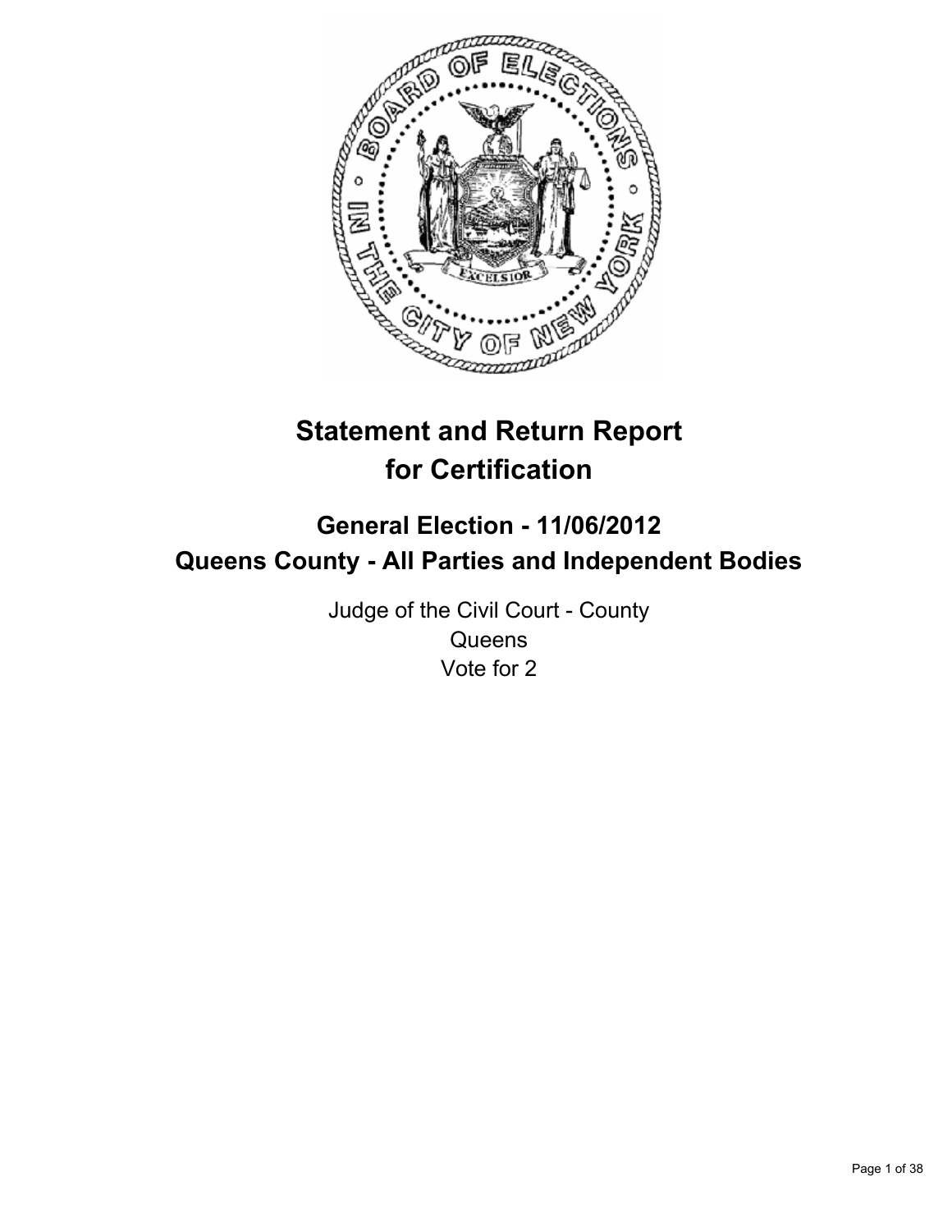# Statement and Return Report for Certification

## General Election - 11/06/2012
## Queens County - All Parties and Independent Bodies

Judge of the Civil Court - County
Queens
Vote for 2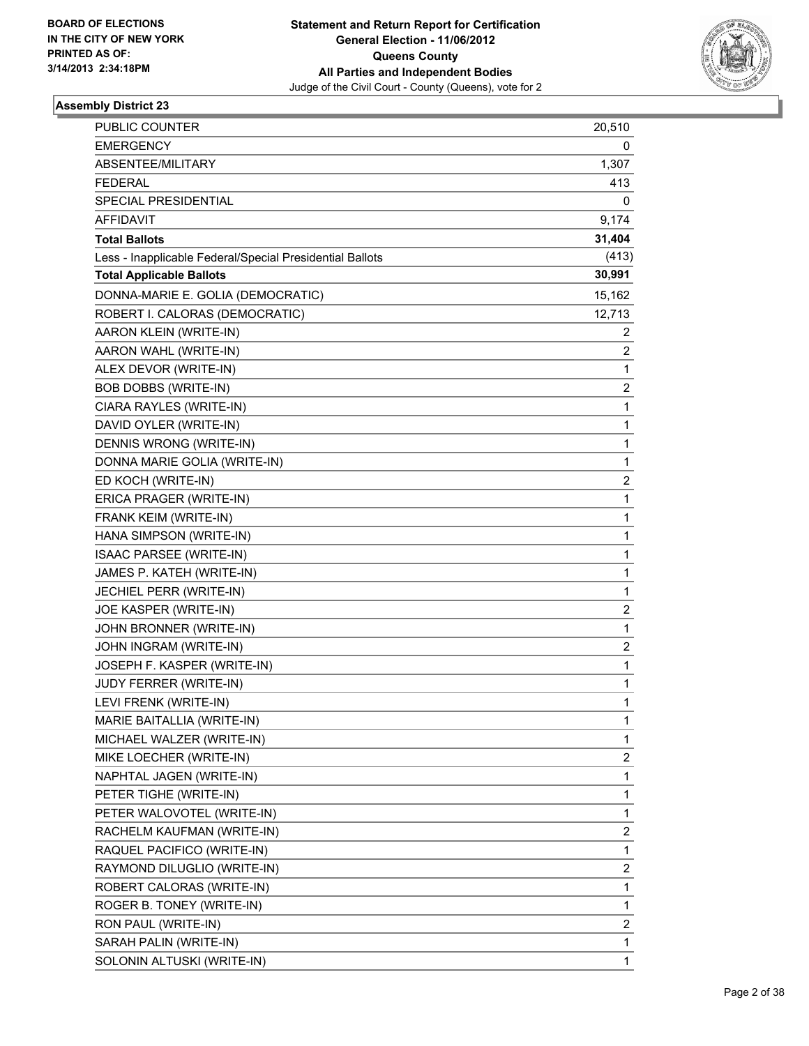BOARD OF ELECTIONS
IN THE CITY OF NEW YORK
PRINTED AS OF:
3/14/2013 2:34:18PM

**Statement and Return Report for Certification**
**General Election - 11/06/2012**
**Queens County**
**All Parties and Independent Bodies**
Judge of the Civil Court - County (Queens), vote for 2

### Assembly District 23

| | |
|---|---|
| PUBLIC COUNTER | 20,510 |
| EMERGENCY | 0 |
| ABSENTEE/MILITARY | 1,307 |
| FEDERAL | 413 |
| SPECIAL PRESIDENTIAL | 0 |
| AFFIDAVIT | 9,174 |
| **Total Ballots** | **31,404** |
| Less - Inapplicable Federal/Special Presidential Ballots | (413) |
| **Total Applicable Ballots** | **30,991** |
| DONNA-MARIE E. GOLIA (DEMOCRATIC) | 15,162 |
| ROBERT I. CALORAS (DEMOCRATIC) | 12,713 |
| AARON KLEIN (WRITE-IN) | 2 |
| AARON WAHL (WRITE-IN) | 2 |
| ALEX DEVOR (WRITE-IN) | 1 |
| BOB DOBBS (WRITE-IN) | 2 |
| CIARA RAYLES (WRITE-IN) | 1 |
| DAVID OYLER (WRITE-IN) | 1 |
| DENNIS WRONG (WRITE-IN) | 1 |
| DONNA MARIE GOLIA (WRITE-IN) | 1 |
| ED KOCH (WRITE-IN) | 2 |
| ERICA PRAGER (WRITE-IN) | 1 |
| FRANK KEIM (WRITE-IN) | 1 |
| HANA SIMPSON (WRITE-IN) | 1 |
| ISAAC PARSEE (WRITE-IN) | 1 |
| JAMES P. KATEH (WRITE-IN) | 1 |
| JECHIEL PERR (WRITE-IN) | 1 |
| JOE KASPER (WRITE-IN) | 2 |
| JOHN BRONNER (WRITE-IN) | 1 |
| JOHN INGRAM (WRITE-IN) | 2 |
| JOSEPH F. KASPER (WRITE-IN) | 1 |
| JUDY FERRER (WRITE-IN) | 1 |
| LEVI FRENK (WRITE-IN) | 1 |
| MARIE BAITALLIA (WRITE-IN) | 1 |
| MICHAEL WALZER (WRITE-IN) | 1 |
| MIKE LOECHER (WRITE-IN) | 2 |
| NAPHTAL JAGEN (WRITE-IN) | 1 |
| PETER TIGHE (WRITE-IN) | 1 |
| PETER WALOVOTEL (WRITE-IN) | 1 |
| RACHELM KAUFMAN (WRITE-IN) | 2 |
| RAQUEL PACIFICO (WRITE-IN) | 1 |
| RAYMOND DILUGLIO (WRITE-IN) | 2 |
| ROBERT CALORAS (WRITE-IN) | 1 |
| ROGER B. TONEY (WRITE-IN) | 1 |
| RON PAUL (WRITE-IN) | 2 |
| SARAH PALIN (WRITE-IN) | 1 |
| SOLONIN ALTUSKI (WRITE-IN) | 1 |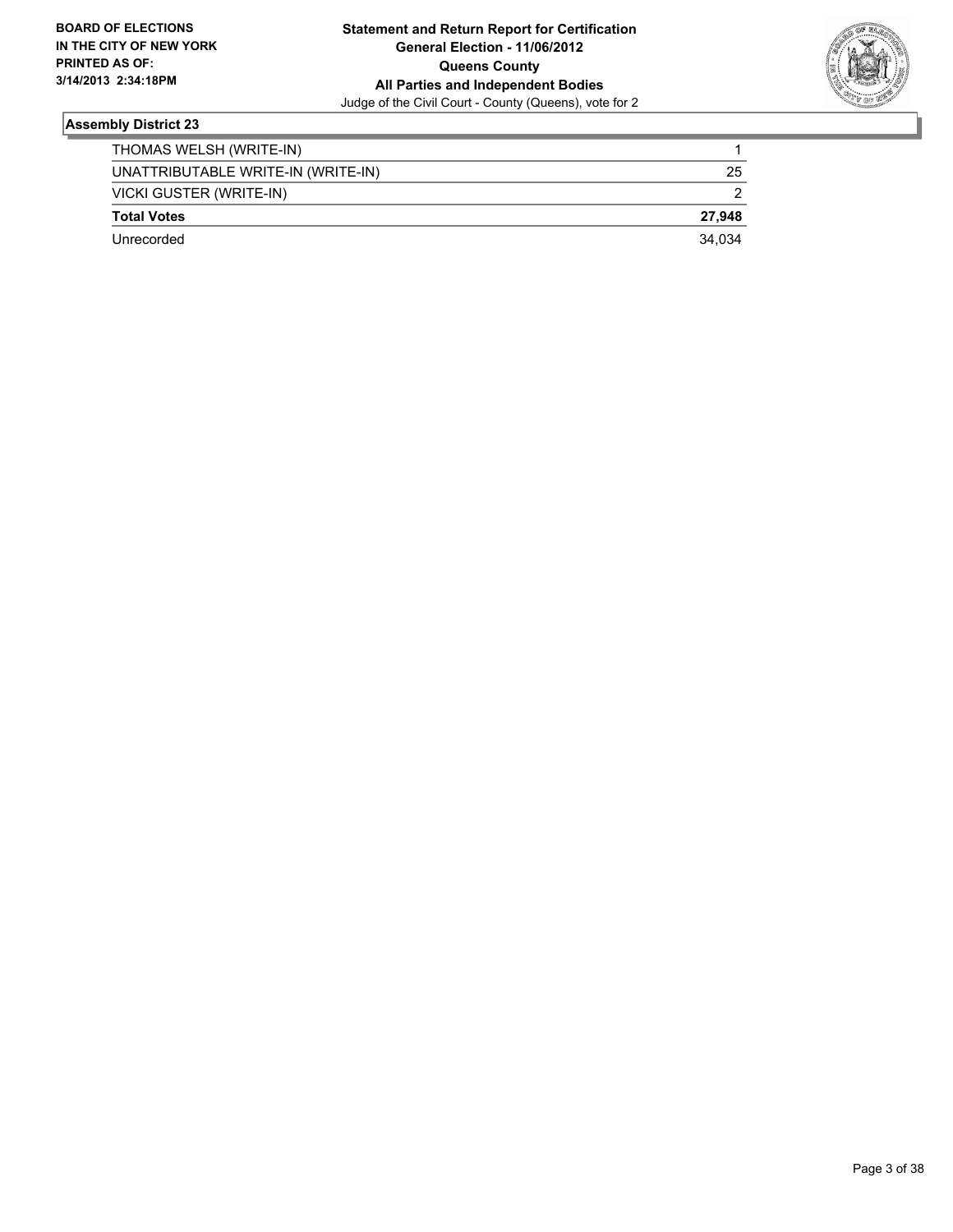**BOARD OF ELECTIONS IN THE CITY OF NEW YORK PRINTED AS OF: 3/14/2013 2:34:18PM**

**Statement and Return Report for Certification**
**General Election - 11/06/2012**
**Queens County**
**All Parties and Independent Bodies**
Judge of the Civil Court - County (Queens), vote for 2

## Assembly District 23

| | |
|---|---|
| THOMAS WELSH (WRITE-IN) | 1 |
| UNATTRIBUTABLE WRITE-IN (WRITE-IN) | 25 |
| VICKI GUSTER (WRITE-IN) | 2 |
| **Total Votes** | **27,948** |
| Unrecorded | 34,034 |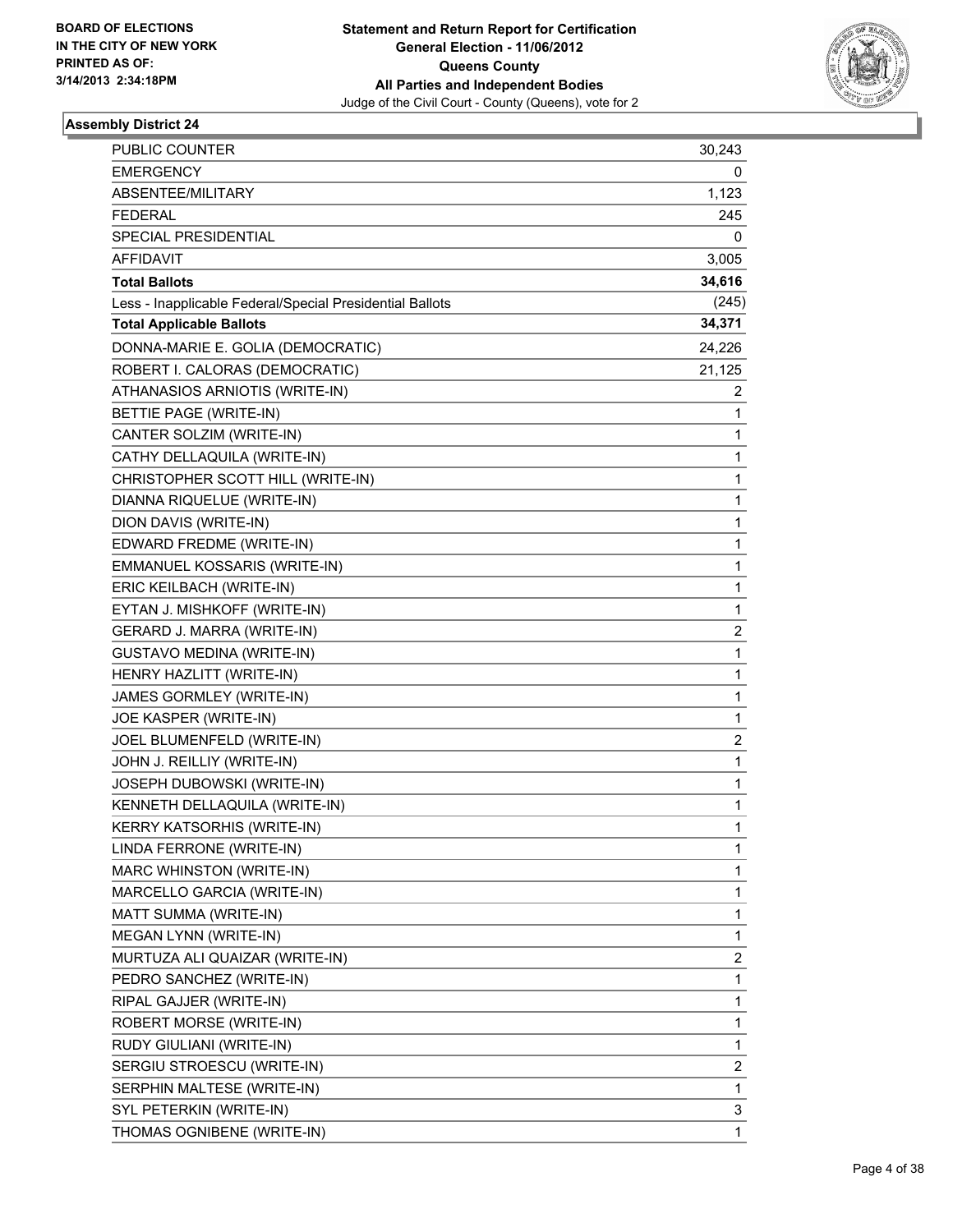BOARD OF ELECTIONS
IN THE CITY OF NEW YORK
PRINTED AS OF:
3/14/2013 2:34:18PM

**Statement and Return Report for Certification**
**General Election - 11/06/2012**
**Queens County**
**All Parties and Independent Bodies**
Judge of the Civil Court - County (Queens), vote for 2

## Assembly District 24

| | |
|---|---|
| PUBLIC COUNTER | 30,243 |
| EMERGENCY | 0 |
| ABSENTEE/MILITARY | 1,123 |
| FEDERAL | 245 |
| SPECIAL PRESIDENTIAL | 0 |
| AFFIDAVIT | 3,005 |
| **Total Ballots** | **34,616** |
| Less - Inapplicable Federal/Special Presidential Ballots | (245) |
| **Total Applicable Ballots** | **34,371** |
| DONNA-MARIE E. GOLIA (DEMOCRATIC) | 24,226 |
| ROBERT I. CALORAS (DEMOCRATIC) | 21,125 |
| ATHANASIOS ARNIOTIS (WRITE-IN) | 2 |
| BETTIE PAGE (WRITE-IN) | 1 |
| CANTER SOLZIM (WRITE-IN) | 1 |
| CATHY DELLAQUILA (WRITE-IN) | 1 |
| CHRISTOPHER SCOTT HILL (WRITE-IN) | 1 |
| DIANNA RIQUELUE (WRITE-IN) | 1 |
| DION DAVIS (WRITE-IN) | 1 |
| EDWARD FREDME (WRITE-IN) | 1 |
| EMMANUEL KOSSARIS (WRITE-IN) | 1 |
| ERIC KEILBACH (WRITE-IN) | 1 |
| EYTAN J. MISHKOFF (WRITE-IN) | 1 |
| GERARD J. MARRA (WRITE-IN) | 2 |
| GUSTAVO MEDINA (WRITE-IN) | 1 |
| HENRY HAZLITT (WRITE-IN) | 1 |
| JAMES GORMLEY (WRITE-IN) | 1 |
| JOE KASPER (WRITE-IN) | 1 |
| JOEL BLUMENFELD (WRITE-IN) | 2 |
| JOHN J. REILLIY (WRITE-IN) | 1 |
| JOSEPH DUBOWSKI (WRITE-IN) | 1 |
| KENNETH DELLAQUILA (WRITE-IN) | 1 |
| KERRY KATSORHIS (WRITE-IN) | 1 |
| LINDA FERRONE (WRITE-IN) | 1 |
| MARC WHINSTON (WRITE-IN) | 1 |
| MARCELLO GARCIA (WRITE-IN) | 1 |
| MATT SUMMA (WRITE-IN) | 1 |
| MEGAN LYNN (WRITE-IN) | 1 |
| MURTUZA ALI QUAIZAR (WRITE-IN) | 2 |
| PEDRO SANCHEZ (WRITE-IN) | 1 |
| RIPAL GAJJER (WRITE-IN) | 1 |
| ROBERT MORSE (WRITE-IN) | 1 |
| RUDY GIULIANI (WRITE-IN) | 1 |
| SERGIU STROESCU (WRITE-IN) | 2 |
| SERPHIN MALTESE (WRITE-IN) | 1 |
| SYL PETERKIN (WRITE-IN) | 3 |
| THOMAS OGNIBENE (WRITE-IN) | 1 |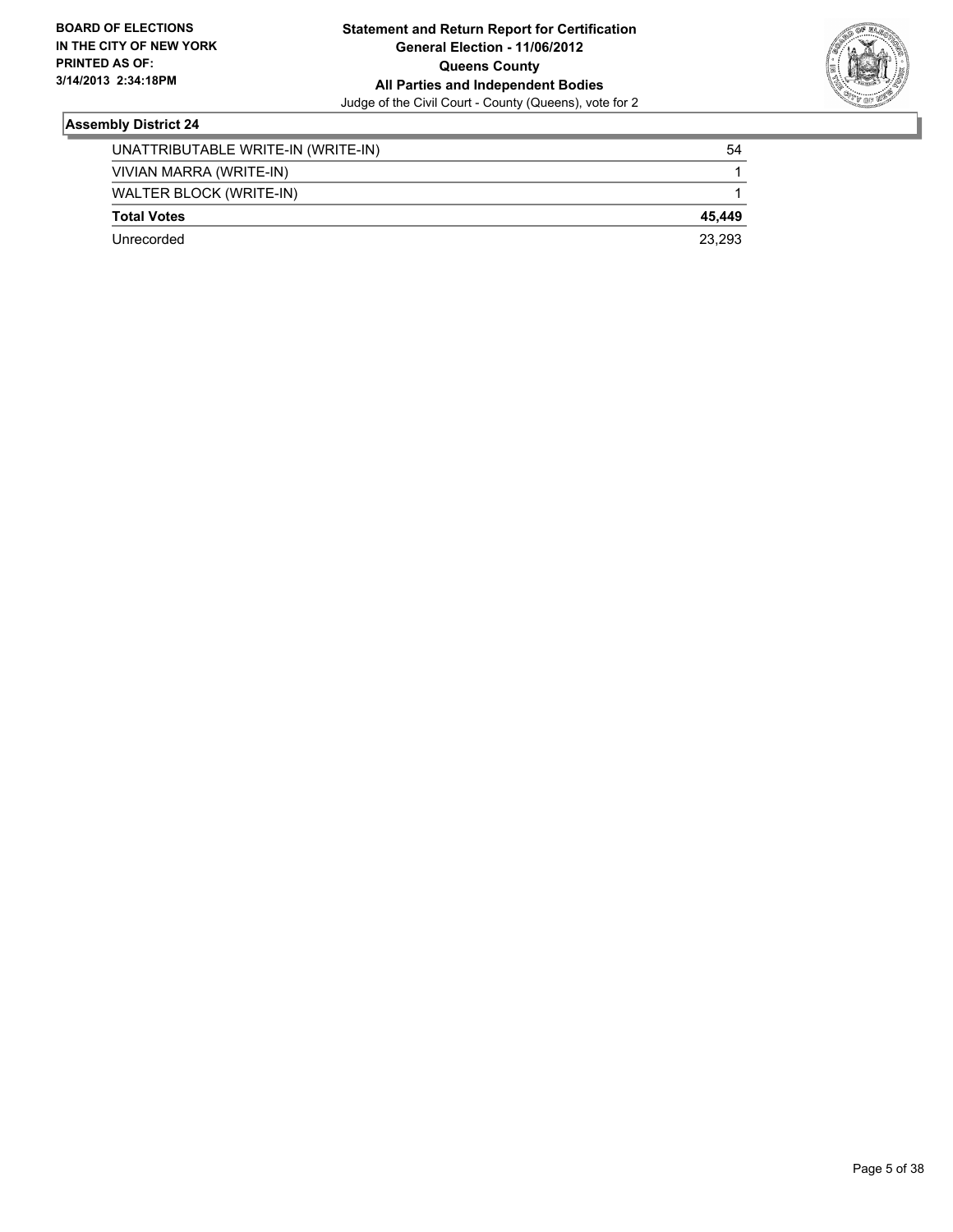**BOARD OF ELECTIONS IN THE CITY OF NEW YORK PRINTED AS OF: 3/14/2013 2:34:18PM**

**Statement and Return Report for Certification**
**General Election - 11/06/2012**
**Queens County**
**All Parties and Independent Bodies**
Judge of the Civil Court - County (Queens), vote for 2

### Assembly District 24

| | |
|---|---|
| UNATTRIBUTABLE WRITE-IN (WRITE-IN) | 54 |
| VIVIAN MARRA (WRITE-IN) | 1 |
| WALTER BLOCK (WRITE-IN) | 1 |
| **Total Votes** | **45,449** |
| Unrecorded | 23,293 |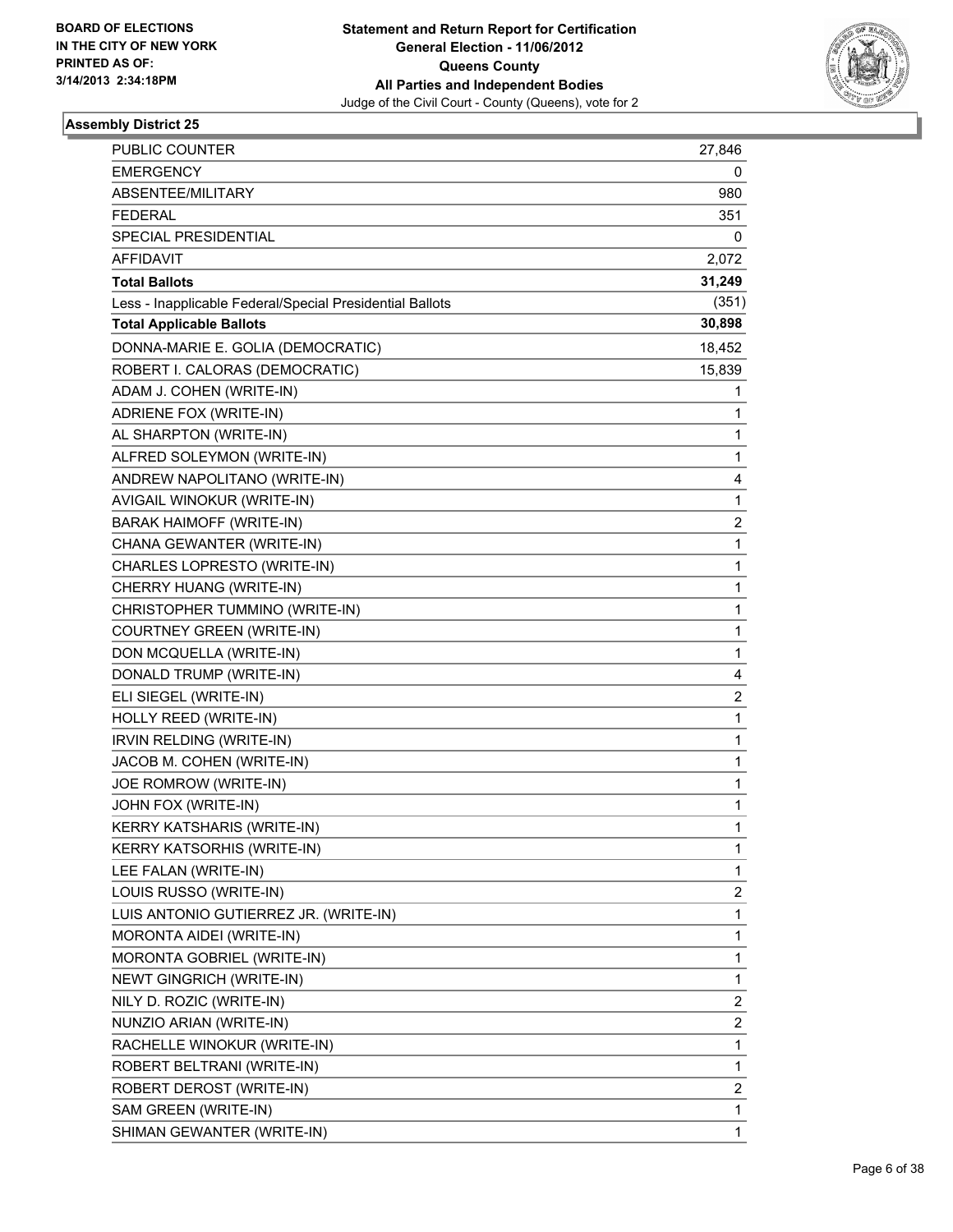**BOARD OF ELECTIONS IN THE CITY OF NEW YORK PRINTED AS OF: 3/14/2013 2:34:18PM**

**Statement and Return Report for Certification**
**General Election - 11/06/2012**
**Queens County**
**All Parties and Independent Bodies**
Judge of the Civil Court - County (Queens), vote for 2

## Assembly District 25

| | |
|---|---|
| PUBLIC COUNTER | 27,846 |
| EMERGENCY | 0 |
| ABSENTEE/MILITARY | 980 |
| FEDERAL | 351 |
| SPECIAL PRESIDENTIAL | 0 |
| AFFIDAVIT | 2,072 |
| **Total Ballots** | **31,249** |
| Less - Inapplicable Federal/Special Presidential Ballots | (351) |
| **Total Applicable Ballots** | **30,898** |
| DONNA-MARIE E. GOLIA (DEMOCRATIC) | 18,452 |
| ROBERT I. CALORAS (DEMOCRATIC) | 15,839 |
| ADAM J. COHEN (WRITE-IN) | 1 |
| ADRIENE FOX (WRITE-IN) | 1 |
| AL SHARPTON (WRITE-IN) | 1 |
| ALFRED SOLEYMON (WRITE-IN) | 1 |
| ANDREW NAPOLITANO (WRITE-IN) | 4 |
| AVIGAIL WINOKUR (WRITE-IN) | 1 |
| BARAK HAIMOFF (WRITE-IN) | 2 |
| CHANA GEWANTER (WRITE-IN) | 1 |
| CHARLES LOPRESTO (WRITE-IN) | 1 |
| CHERRY HUANG (WRITE-IN) | 1 |
| CHRISTOPHER TUMMINO (WRITE-IN) | 1 |
| COURTNEY GREEN (WRITE-IN) | 1 |
| DON MCQUELLA (WRITE-IN) | 1 |
| DONALD TRUMP (WRITE-IN) | 4 |
| ELI SIEGEL (WRITE-IN) | 2 |
| HOLLY REED (WRITE-IN) | 1 |
| IRVIN RELDING (WRITE-IN) | 1 |
| JACOB M. COHEN (WRITE-IN) | 1 |
| JOE ROMROW (WRITE-IN) | 1 |
| JOHN FOX (WRITE-IN) | 1 |
| KERRY KATSHARIS (WRITE-IN) | 1 |
| KERRY KATSORHIS (WRITE-IN) | 1 |
| LEE FALAN (WRITE-IN) | 1 |
| LOUIS RUSSO (WRITE-IN) | 2 |
| LUIS ANTONIO GUTIERREZ JR. (WRITE-IN) | 1 |
| MORONTA AIDEI (WRITE-IN) | 1 |
| MORONTA GOBRIEL (WRITE-IN) | 1 |
| NEWT GINGRICH (WRITE-IN) | 1 |
| NILY D. ROZIC (WRITE-IN) | 2 |
| NUNZIO ARIAN (WRITE-IN) | 2 |
| RACHELLE WINOKUR (WRITE-IN) | 1 |
| ROBERT BELTRANI (WRITE-IN) | 1 |
| ROBERT DEROST (WRITE-IN) | 2 |
| SAM GREEN (WRITE-IN) | 1 |
| SHIMAN GEWANTER (WRITE-IN) | 1 |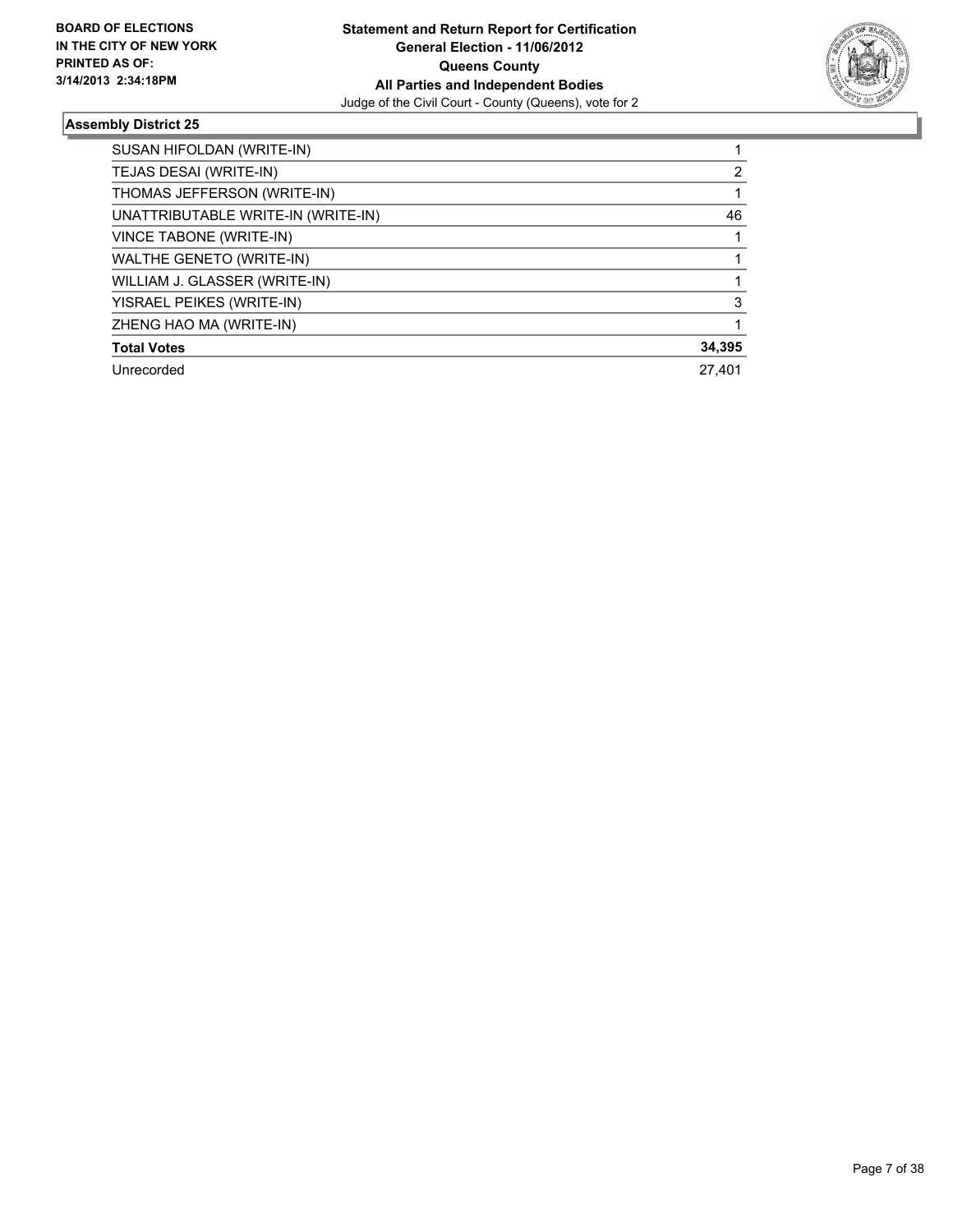**BOARD OF ELECTIONS IN THE CITY OF NEW YORK PRINTED AS OF: 3/14/2013 2:34:18PM**

**Statement and Return Report for Certification**
**General Election - 11/06/2012**
**Queens County**
**All Parties and Independent Bodies**
Judge of the Civil Court - County (Queens), vote for 2

### Assembly District 25

| | |
|---|---|
| SUSAN HIFOLDAN (WRITE-IN) | 1 |
| TEJAS DESAI (WRITE-IN) | 2 |
| THOMAS JEFFERSON (WRITE-IN) | 1 |
| UNATTRIBUTABLE WRITE-IN (WRITE-IN) | 46 |
| VINCE TABONE (WRITE-IN) | 1 |
| WALTHE GENETO (WRITE-IN) | 1 |
| WILLIAM J. GLASSER (WRITE-IN) | 1 |
| YISRAEL PEIKES (WRITE-IN) | 3 |
| ZHENG HAO MA (WRITE-IN) | 1 |
| **Total Votes** | **34,395** |
| Unrecorded | 27,401 |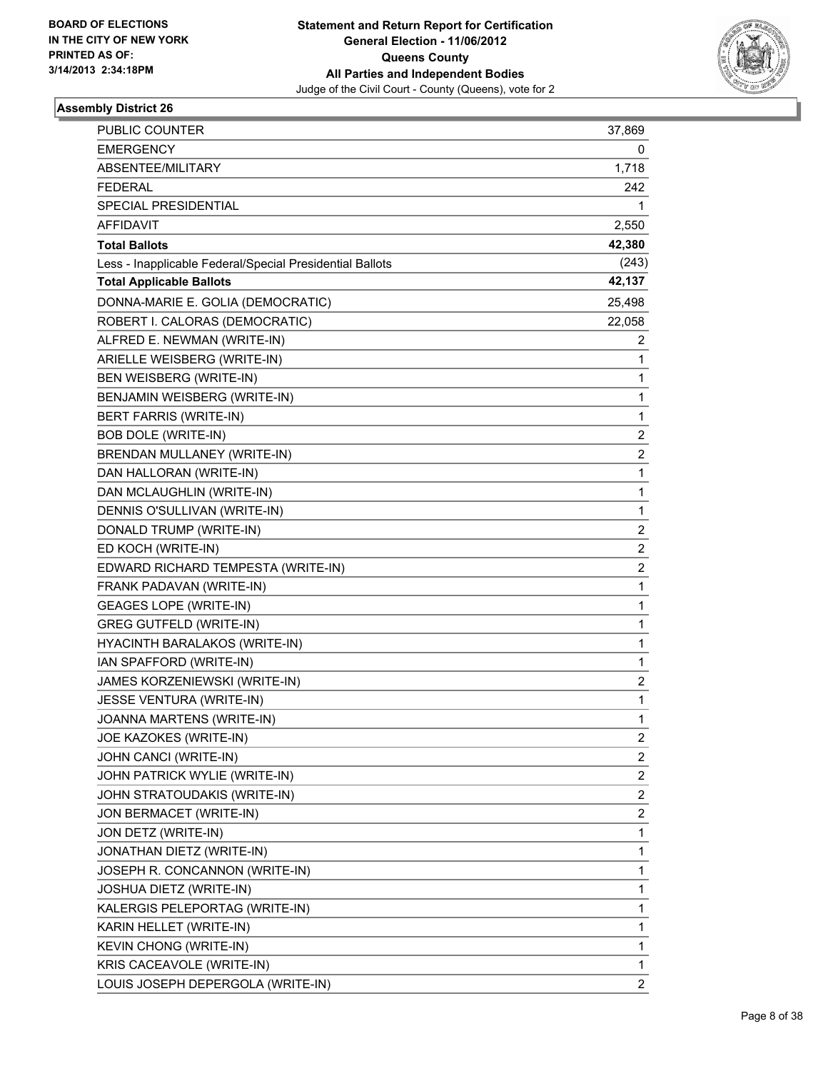**Statement and Return Report for Certification**
**General Election - 11/06/2012**
**Queens County**
**All Parties and Independent Bodies**
Judge of the Civil Court - County (Queens), vote for 2

BOARD OF ELECTIONS
IN THE CITY OF NEW YORK
PRINTED AS OF:
3/14/2013 2:34:18PM

### Assembly District 26

| | |
|---|---|
| PUBLIC COUNTER | 37,869 |
| EMERGENCY | 0 |
| ABSENTEE/MILITARY | 1,718 |
| FEDERAL | 242 |
| SPECIAL PRESIDENTIAL | 1 |
| AFFIDAVIT | 2,550 |
| **Total Ballots** | **42,380** |
| Less - Inapplicable Federal/Special Presidential Ballots | (243) |
| **Total Applicable Ballots** | **42,137** |
| DONNA-MARIE E. GOLIA (DEMOCRATIC) | 25,498 |
| ROBERT I. CALORAS (DEMOCRATIC) | 22,058 |
| ALFRED E. NEWMAN (WRITE-IN) | 2 |
| ARIELLE WEISBERG (WRITE-IN) | 1 |
| BEN WEISBERG (WRITE-IN) | 1 |
| BENJAMIN WEISBERG (WRITE-IN) | 1 |
| BERT FARRIS (WRITE-IN) | 1 |
| BOB DOLE (WRITE-IN) | 2 |
| BRENDAN MULLANEY (WRITE-IN) | 2 |
| DAN HALLORAN (WRITE-IN) | 1 |
| DAN MCLAUGHLIN (WRITE-IN) | 1 |
| DENNIS O'SULLIVAN (WRITE-IN) | 1 |
| DONALD TRUMP (WRITE-IN) | 2 |
| ED KOCH (WRITE-IN) | 2 |
| EDWARD RICHARD TEMPESTA (WRITE-IN) | 2 |
| FRANK PADAVAN (WRITE-IN) | 1 |
| GEAGES LOPE (WRITE-IN) | 1 |
| GREG GUTFELD (WRITE-IN) | 1 |
| HYACINTH BARALAKOS (WRITE-IN) | 1 |
| IAN SPAFFORD (WRITE-IN) | 1 |
| JAMES KORZENIEWSKI (WRITE-IN) | 2 |
| JESSE VENTURA (WRITE-IN) | 1 |
| JOANNA MARTENS (WRITE-IN) | 1 |
| JOE KAZOKES (WRITE-IN) | 2 |
| JOHN CANCI (WRITE-IN) | 2 |
| JOHN PATRICK WYLIE (WRITE-IN) | 2 |
| JOHN STRATOUDAKIS (WRITE-IN) | 2 |
| JON BERMACET (WRITE-IN) | 2 |
| JON DETZ (WRITE-IN) | 1 |
| JONATHAN DIETZ (WRITE-IN) | 1 |
| JOSEPH R. CONCANNON (WRITE-IN) | 1 |
| JOSHUA DIETZ (WRITE-IN) | 1 |
| KALERGIS PELEPORTAG (WRITE-IN) | 1 |
| KARIN HELLET (WRITE-IN) | 1 |
| KEVIN CHONG (WRITE-IN) | 1 |
| KRIS CACEAVOLE (WRITE-IN) | 1 |
| LOUIS JOSEPH DEPERGOLA (WRITE-IN) | 2 |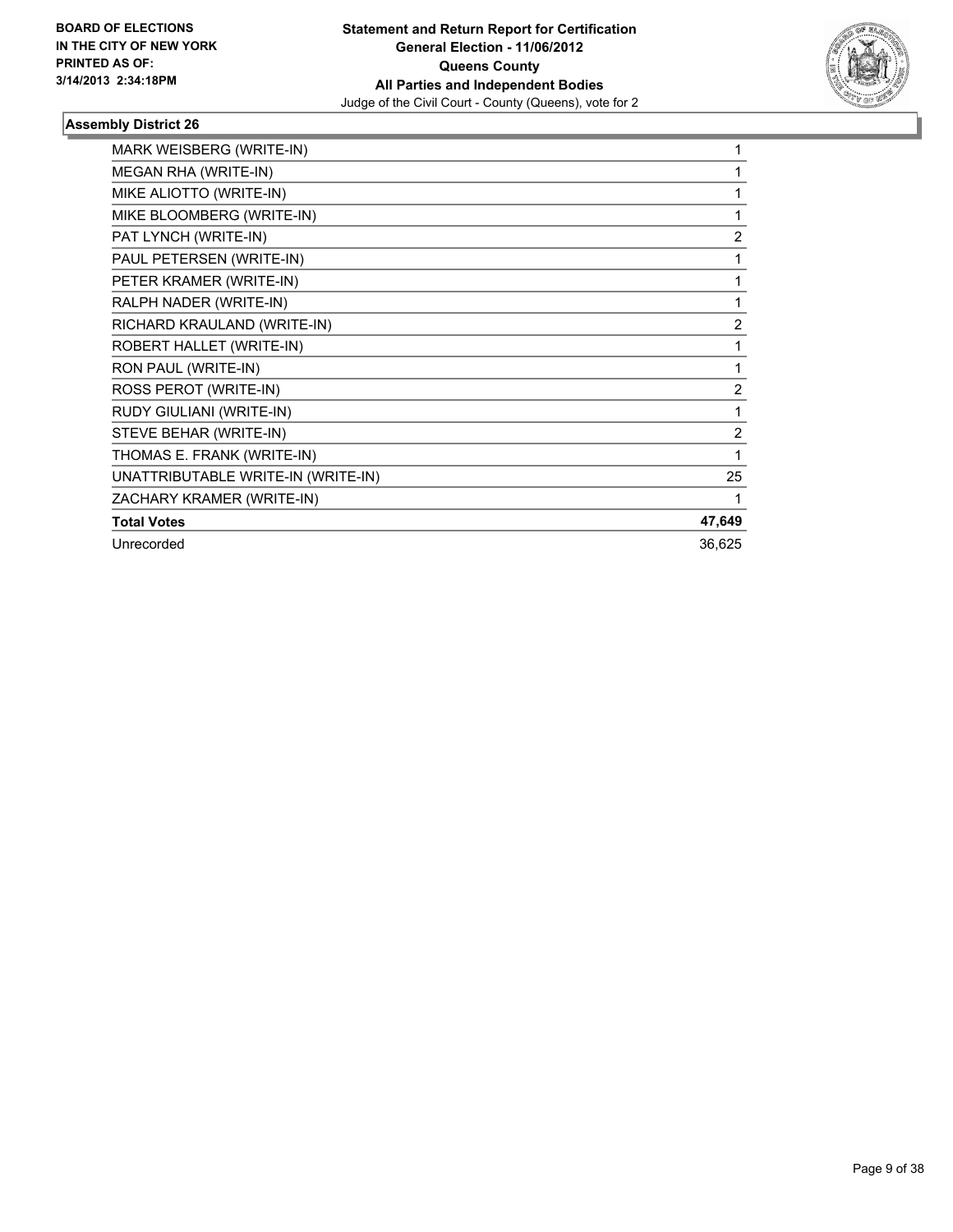**BOARD OF ELECTIONS IN THE CITY OF NEW YORK PRINTED AS OF: 3/14/2013 2:34:18PM**

**Statement and Return Report for Certification General Election - 11/06/2012 Queens County All Parties and Independent Bodies**
Judge of the Civil Court - County (Queens), vote for 2

### Assembly District 26

| | |
|---|---|
| MARK WEISBERG (WRITE-IN) | 1 |
| MEGAN RHA (WRITE-IN) | 1 |
| MIKE ALIOTTO (WRITE-IN) | 1 |
| MIKE BLOOMBERG (WRITE-IN) | 1 |
| PAT LYNCH (WRITE-IN) | 2 |
| PAUL PETERSEN (WRITE-IN) | 1 |
| PETER KRAMER (WRITE-IN) | 1 |
| RALPH NADER (WRITE-IN) | 1 |
| RICHARD KRAULAND (WRITE-IN) | 2 |
| ROBERT HALLET (WRITE-IN) | 1 |
| RON PAUL (WRITE-IN) | 1 |
| ROSS PEROT (WRITE-IN) | 2 |
| RUDY GIULIANI (WRITE-IN) | 1 |
| STEVE BEHAR (WRITE-IN) | 2 |
| THOMAS E. FRANK (WRITE-IN) | 1 |
| UNATTRIBUTABLE WRITE-IN (WRITE-IN) | 25 |
| ZACHARY KRAMER (WRITE-IN) | 1 |
| **Total Votes** | **47,649** |
| Unrecorded | 36,625 |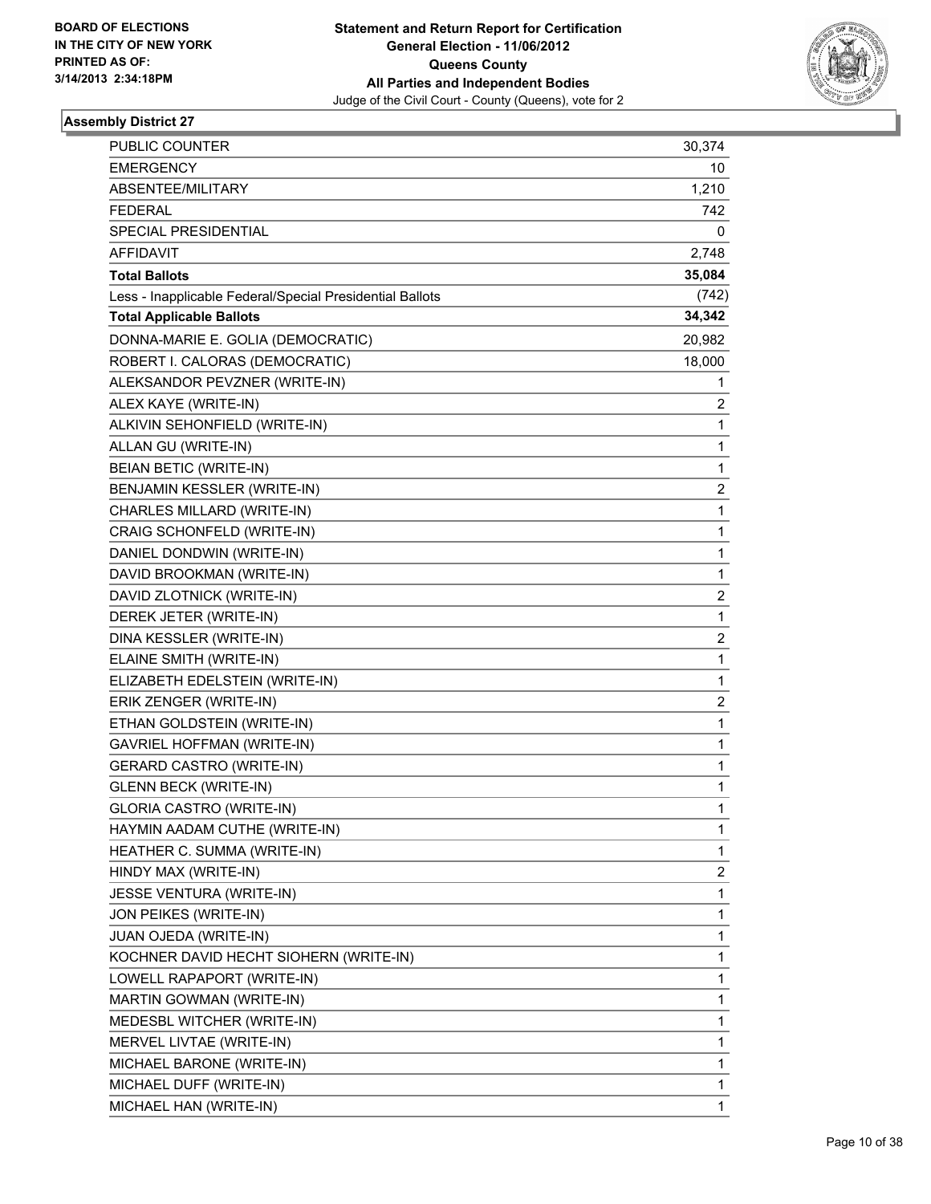BOARD OF ELECTIONS
IN THE CITY OF NEW YORK
PRINTED AS OF:
3/14/2013 2:34:18PM

**Statement and Return Report for Certification**
**General Election - 11/06/2012**
**Queens County**
**All Parties and Independent Bodies**
Judge of the Civil Court - County (Queens), vote for 2

### Assembly District 27

| | |
|---|---|
| PUBLIC COUNTER | 30,374 |
| EMERGENCY | 10 |
| ABSENTEE/MILITARY | 1,210 |
| FEDERAL | 742 |
| SPECIAL PRESIDENTIAL | 0 |
| AFFIDAVIT | 2,748 |
| **Total Ballots** | **35,084** |
| Less - Inapplicable Federal/Special Presidential Ballots | (742) |
| **Total Applicable Ballots** | **34,342** |
| DONNA-MARIE E. GOLIA (DEMOCRATIC) | 20,982 |
| ROBERT I. CALORAS (DEMOCRATIC) | 18,000 |
| ALEKSANDOR PEVZNER (WRITE-IN) | 1 |
| ALEX KAYE (WRITE-IN) | 2 |
| ALKIVIN SEHONFIELD (WRITE-IN) | 1 |
| ALLAN GU (WRITE-IN) | 1 |
| BEIAN BETIC (WRITE-IN) | 1 |
| BENJAMIN KESSLER (WRITE-IN) | 2 |
| CHARLES MILLARD (WRITE-IN) | 1 |
| CRAIG SCHONFELD (WRITE-IN) | 1 |
| DANIEL DONDWIN (WRITE-IN) | 1 |
| DAVID BROOKMAN (WRITE-IN) | 1 |
| DAVID ZLOTNICK (WRITE-IN) | 2 |
| DEREK JETER (WRITE-IN) | 1 |
| DINA KESSLER (WRITE-IN) | 2 |
| ELAINE SMITH (WRITE-IN) | 1 |
| ELIZABETH EDELSTEIN (WRITE-IN) | 1 |
| ERIK ZENGER (WRITE-IN) | 2 |
| ETHAN GOLDSTEIN (WRITE-IN) | 1 |
| GAVRIEL HOFFMAN (WRITE-IN) | 1 |
| GERARD CASTRO (WRITE-IN) | 1 |
| GLENN BECK (WRITE-IN) | 1 |
| GLORIA CASTRO (WRITE-IN) | 1 |
| HAYMIN AADAM CUTHE (WRITE-IN) | 1 |
| HEATHER C. SUMMA (WRITE-IN) | 1 |
| HINDY MAX (WRITE-IN) | 2 |
| JESSE VENTURA (WRITE-IN) | 1 |
| JON PEIKES (WRITE-IN) | 1 |
| JUAN OJEDA (WRITE-IN) | 1 |
| KOCHNER DAVID HECHT SIOHERN (WRITE-IN) | 1 |
| LOWELL RAPAPORT (WRITE-IN) | 1 |
| MARTIN GOWMAN (WRITE-IN) | 1 |
| MEDESBL WITCHER (WRITE-IN) | 1 |
| MERVEL LIVTAE (WRITE-IN) | 1 |
| MICHAEL BARONE (WRITE-IN) | 1 |
| MICHAEL DUFF (WRITE-IN) | 1 |
| MICHAEL HAN (WRITE-IN) | 1 |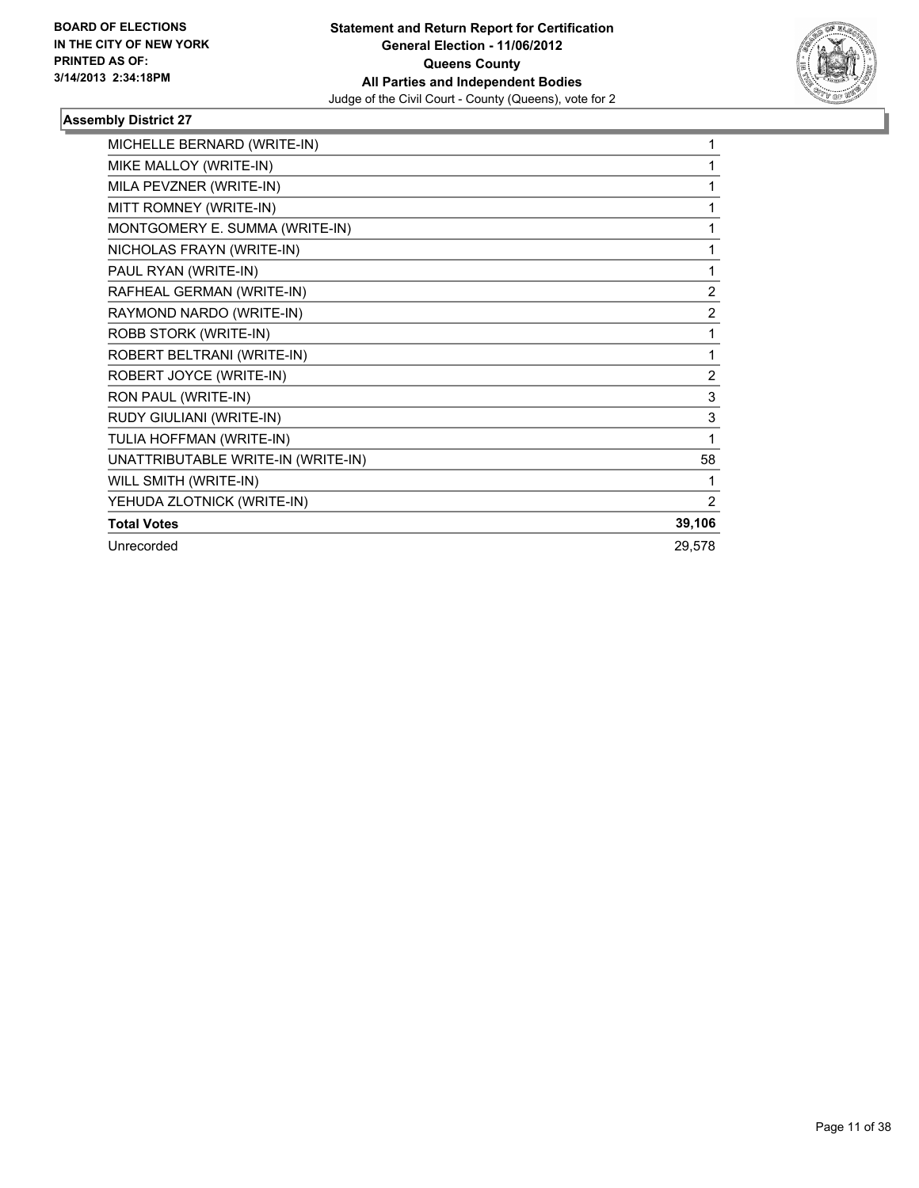**BOARD OF ELECTIONS IN THE CITY OF NEW YORK PRINTED AS OF: 3/14/2013 2:34:18PM**

**Statement and Return Report for Certification**
**General Election - 11/06/2012**
**Queens County**
**All Parties and Independent Bodies**
Judge of the Civil Court - County (Queens), vote for 2

### Assembly District 27

| | |
|---|---|
| MICHELLE BERNARD (WRITE-IN) | 1 |
| MIKE MALLOY (WRITE-IN) | 1 |
| MILA PEVZNER (WRITE-IN) | 1 |
| MITT ROMNEY (WRITE-IN) | 1 |
| MONTGOMERY E. SUMMA (WRITE-IN) | 1 |
| NICHOLAS FRAYN (WRITE-IN) | 1 |
| PAUL RYAN (WRITE-IN) | 1 |
| RAFHEAL GERMAN (WRITE-IN) | 2 |
| RAYMOND NARDO (WRITE-IN) | 2 |
| ROBB STORK (WRITE-IN) | 1 |
| ROBERT BELTRANI (WRITE-IN) | 1 |
| ROBERT JOYCE (WRITE-IN) | 2 |
| RON PAUL (WRITE-IN) | 3 |
| RUDY GIULIANI (WRITE-IN) | 3 |
| TULIA HOFFMAN (WRITE-IN) | 1 |
| UNATTRIBUTABLE WRITE-IN (WRITE-IN) | 58 |
| WILL SMITH (WRITE-IN) | 1 |
| YEHUDA ZLOTNICK (WRITE-IN) | 2 |
| **Total Votes** | **39,106** |
| Unrecorded | 29,578 |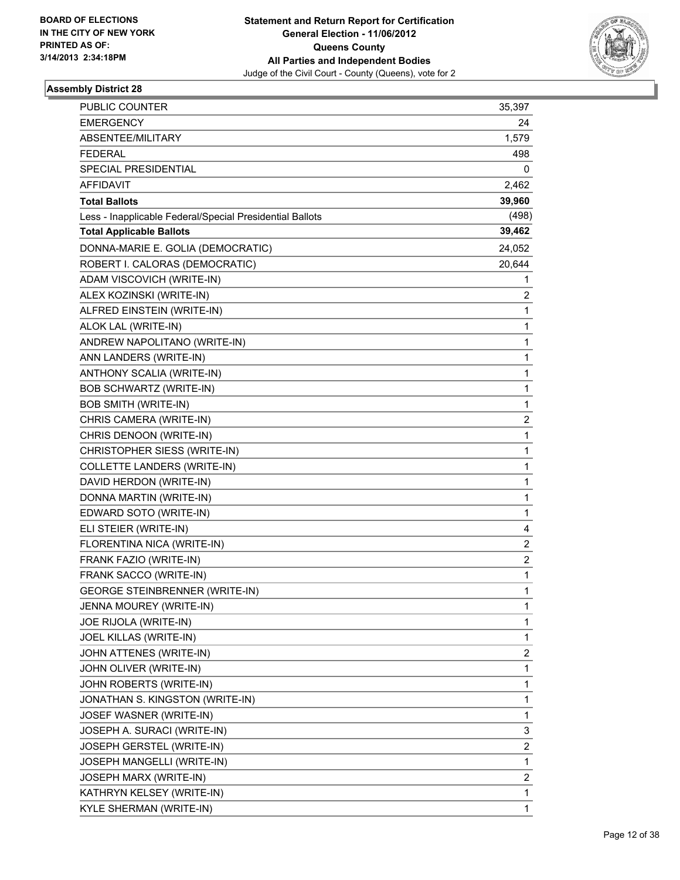BOARD OF ELECTIONS
IN THE CITY OF NEW YORK
PRINTED AS OF:
3/14/2013 2:34:18PM

**Statement and Return Report for Certification**
**General Election - 11/06/2012**
**Queens County**
**All Parties and Independent Bodies**
Judge of the Civil Court - County (Queens), vote for 2

### Assembly District 28

| | |
|---|---|
| PUBLIC COUNTER | 35,397 |
| EMERGENCY | 24 |
| ABSENTEE/MILITARY | 1,579 |
| FEDERAL | 498 |
| SPECIAL PRESIDENTIAL | 0 |
| AFFIDAVIT | 2,462 |
| **Total Ballots** | **39,960** |
| Less - Inapplicable Federal/Special Presidential Ballots | (498) |
| **Total Applicable Ballots** | **39,462** |
| DONNA-MARIE E. GOLIA (DEMOCRATIC) | 24,052 |
| ROBERT I. CALORAS (DEMOCRATIC) | 20,644 |
| ADAM VISCOVICH (WRITE-IN) | 1 |
| ALEX KOZINSKI (WRITE-IN) | 2 |
| ALFRED EINSTEIN (WRITE-IN) | 1 |
| ALOK LAL (WRITE-IN) | 1 |
| ANDREW NAPOLITANO (WRITE-IN) | 1 |
| ANN LANDERS (WRITE-IN) | 1 |
| ANTHONY SCALIA (WRITE-IN) | 1 |
| BOB SCHWARTZ (WRITE-IN) | 1 |
| BOB SMITH (WRITE-IN) | 1 |
| CHRIS CAMERA (WRITE-IN) | 2 |
| CHRIS DENOON (WRITE-IN) | 1 |
| CHRISTOPHER SIESS (WRITE-IN) | 1 |
| COLLETTE LANDERS (WRITE-IN) | 1 |
| DAVID HERDON (WRITE-IN) | 1 |
| DONNA MARTIN (WRITE-IN) | 1 |
| EDWARD SOTO (WRITE-IN) | 1 |
| ELI STEIER (WRITE-IN) | 4 |
| FLORENTINA NICA (WRITE-IN) | 2 |
| FRANK FAZIO (WRITE-IN) | 2 |
| FRANK SACCO (WRITE-IN) | 1 |
| GEORGE STEINBRENNER (WRITE-IN) | 1 |
| JENNA MOUREY (WRITE-IN) | 1 |
| JOE RIJOLA (WRITE-IN) | 1 |
| JOEL KILLAS (WRITE-IN) | 1 |
| JOHN ATTENES (WRITE-IN) | 2 |
| JOHN OLIVER (WRITE-IN) | 1 |
| JOHN ROBERTS (WRITE-IN) | 1 |
| JONATHAN S. KINGSTON (WRITE-IN) | 1 |
| JOSEF WASNER (WRITE-IN) | 1 |
| JOSEPH A. SURACI (WRITE-IN) | 3 |
| JOSEPH GERSTEL (WRITE-IN) | 2 |
| JOSEPH MANGELLI (WRITE-IN) | 1 |
| JOSEPH MARX (WRITE-IN) | 2 |
| KATHRYN KELSEY (WRITE-IN) | 1 |
| KYLE SHERMAN (WRITE-IN) | 1 |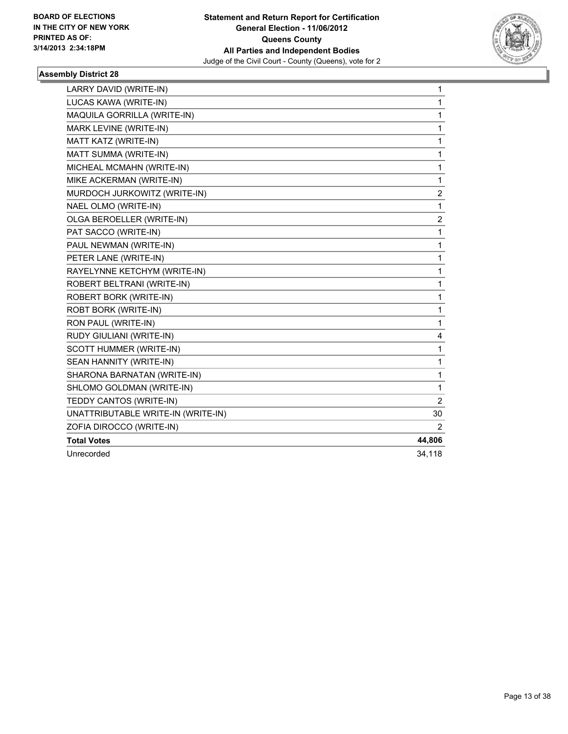**BOARD OF ELECTIONS IN THE CITY OF NEW YORK PRINTED AS OF: 3/14/2013 2:34:18PM**

**Statement and Return Report for Certification General Election - 11/06/2012 Queens County All Parties and Independent Bodies**
Judge of the Civil Court - County (Queens), vote for 2

### Assembly District 28

| | |
|---|---|
| LARRY DAVID (WRITE-IN) | 1 |
| LUCAS KAWA (WRITE-IN) | 1 |
| MAQUILA GORRILLA (WRITE-IN) | 1 |
| MARK LEVINE (WRITE-IN) | 1 |
| MATT KATZ (WRITE-IN) | 1 |
| MATT SUMMA (WRITE-IN) | 1 |
| MICHEAL MCMAHN (WRITE-IN) | 1 |
| MIKE ACKERMAN (WRITE-IN) | 1 |
| MURDOCH JURKOWITZ (WRITE-IN) | 2 |
| NAEL OLMO (WRITE-IN) | 1 |
| OLGA BEROELLER (WRITE-IN) | 2 |
| PAT SACCO (WRITE-IN) | 1 |
| PAUL NEWMAN (WRITE-IN) | 1 |
| PETER LANE (WRITE-IN) | 1 |
| RAYELYNNE KETCHYM (WRITE-IN) | 1 |
| ROBERT BELTRANI (WRITE-IN) | 1 |
| ROBERT BORK (WRITE-IN) | 1 |
| ROBT BORK (WRITE-IN) | 1 |
| RON PAUL (WRITE-IN) | 1 |
| RUDY GIULIANI (WRITE-IN) | 4 |
| SCOTT HUMMER (WRITE-IN) | 1 |
| SEAN HANNITY (WRITE-IN) | 1 |
| SHARONA BARNATAN (WRITE-IN) | 1 |
| SHLOMO GOLDMAN (WRITE-IN) | 1 |
| TEDDY CANTOS (WRITE-IN) | 2 |
| UNATTRIBUTABLE WRITE-IN (WRITE-IN) | 30 |
| ZOFIA DIROCCO (WRITE-IN) | 2 |
| **Total Votes** | **44,806** |
| Unrecorded | 34,118 |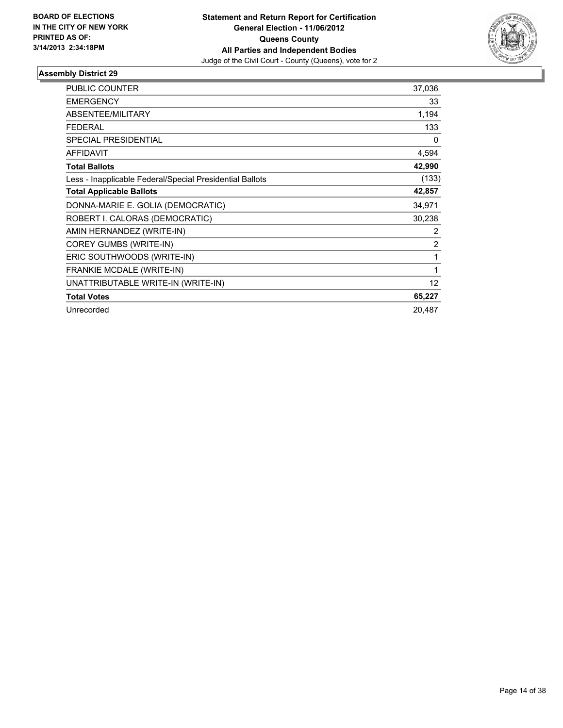**BOARD OF ELECTIONS IN THE CITY OF NEW YORK**
**PRINTED AS OF: 3/14/2013 2:34:18PM**

**Statement and Return Report for Certification**
**General Election - 11/06/2012**
**Queens County**
**All Parties and Independent Bodies**
Judge of the Civil Court - County (Queens), vote for 2

## Assembly District 29

| | |
|---|---|
| PUBLIC COUNTER | 37,036 |
| EMERGENCY | 33 |
| ABSENTEE/MILITARY | 1,194 |
| FEDERAL | 133 |
| SPECIAL PRESIDENTIAL | 0 |
| AFFIDAVIT | 4,594 |
| **Total Ballots** | **42,990** |
| Less - Inapplicable Federal/Special Presidential Ballots | (133) |
| **Total Applicable Ballots** | **42,857** |
| DONNA-MARIE E. GOLIA (DEMOCRATIC) | 34,971 |
| ROBERT I. CALORAS (DEMOCRATIC) | 30,238 |
| AMIN HERNANDEZ (WRITE-IN) | 2 |
| COREY GUMBS (WRITE-IN) | 2 |
| ERIC SOUTHWOODS (WRITE-IN) | 1 |
| FRANKIE MCDALE (WRITE-IN) | 1 |
| UNATTRIBUTABLE WRITE-IN (WRITE-IN) | 12 |
| **Total Votes** | **65,227** |
| Unrecorded | 20,487 |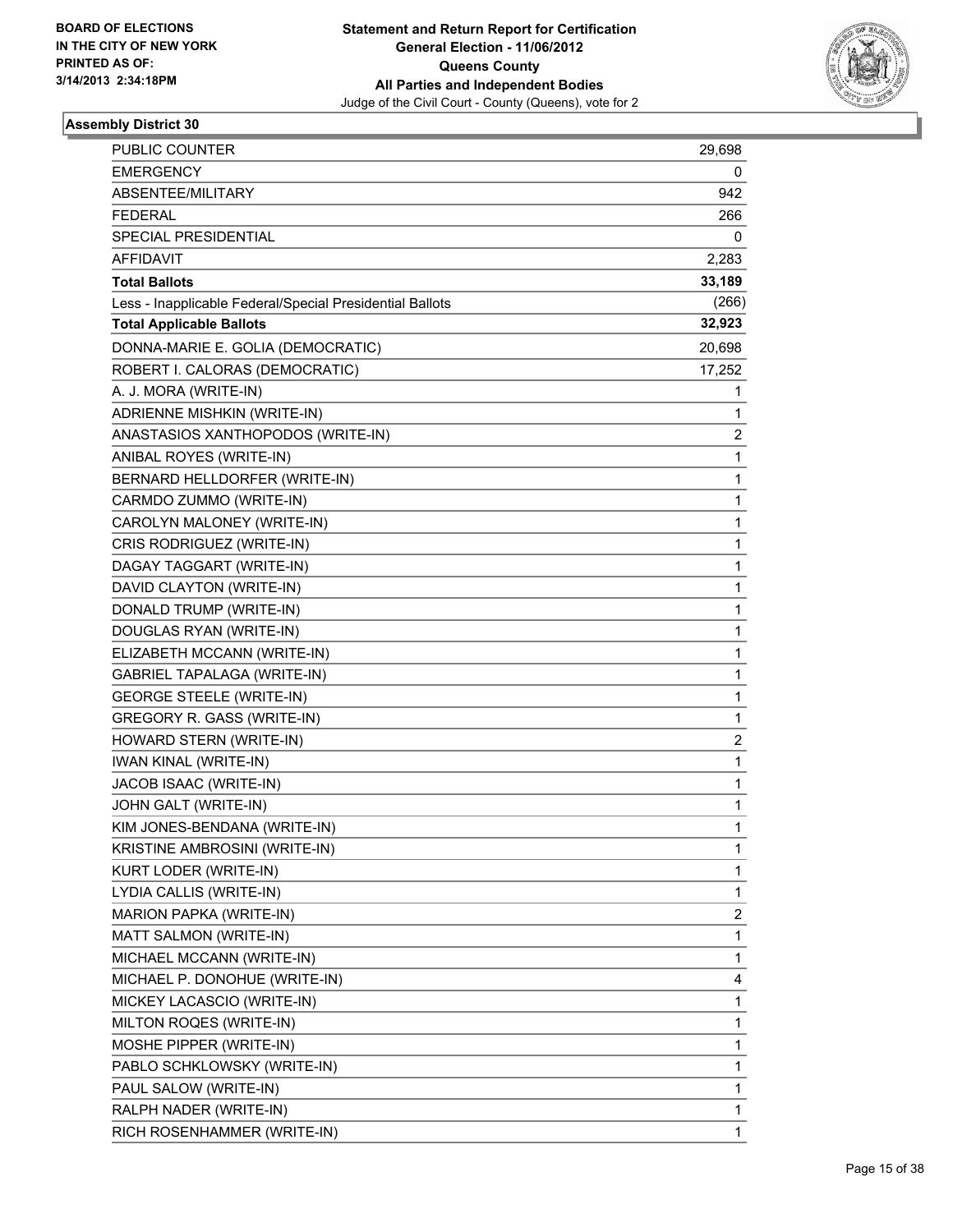**BOARD OF ELECTIONS IN THE CITY OF NEW YORK**
**PRINTED AS OF: 3/14/2013 2:34:18PM**

**Statement and Return Report for Certification**
**General Election - 11/06/2012**
**Queens County**
**All Parties and Independent Bodies**
Judge of the Civil Court - County (Queens), vote for 2

### Assembly District 30

| | |
|---|---|
| PUBLIC COUNTER | 29,698 |
| EMERGENCY | 0 |
| ABSENTEE/MILITARY | 942 |
| FEDERAL | 266 |
| SPECIAL PRESIDENTIAL | 0 |
| AFFIDAVIT | 2,283 |
| **Total Ballots** | **33,189** |
| Less - Inapplicable Federal/Special Presidential Ballots | (266) |
| **Total Applicable Ballots** | **32,923** |
| DONNA-MARIE E. GOLIA (DEMOCRATIC) | 20,698 |
| ROBERT I. CALORAS (DEMOCRATIC) | 17,252 |
| A. J. MORA (WRITE-IN) | 1 |
| ADRIENNE MISHKIN (WRITE-IN) | 1 |
| ANASTASIOS XANTHOPODOS (WRITE-IN) | 2 |
| ANIBAL ROYES (WRITE-IN) | 1 |
| BERNARD HELLDORFER (WRITE-IN) | 1 |
| CARMDO ZUMMO (WRITE-IN) | 1 |
| CAROLYN MALONEY (WRITE-IN) | 1 |
| CRIS RODRIGUEZ (WRITE-IN) | 1 |
| DAGAY TAGGART (WRITE-IN) | 1 |
| DAVID CLAYTON (WRITE-IN) | 1 |
| DONALD TRUMP (WRITE-IN) | 1 |
| DOUGLAS RYAN (WRITE-IN) | 1 |
| ELIZABETH MCCANN (WRITE-IN) | 1 |
| GABRIEL TAPALAGA (WRITE-IN) | 1 |
| GEORGE STEELE (WRITE-IN) | 1 |
| GREGORY R. GASS (WRITE-IN) | 1 |
| HOWARD STERN (WRITE-IN) | 2 |
| IWAN KINAL (WRITE-IN) | 1 |
| JACOB ISAAC (WRITE-IN) | 1 |
| JOHN GALT (WRITE-IN) | 1 |
| KIM JONES-BENDANA (WRITE-IN) | 1 |
| KRISTINE AMBROSINI (WRITE-IN) | 1 |
| KURT LODER (WRITE-IN) | 1 |
| LYDIA CALLIS (WRITE-IN) | 1 |
| MARION PAPKA (WRITE-IN) | 2 |
| MATT SALMON (WRITE-IN) | 1 |
| MICHAEL MCCANN (WRITE-IN) | 1 |
| MICHAEL P. DONOHUE (WRITE-IN) | 4 |
| MICKEY LACASCIO (WRITE-IN) | 1 |
| MILTON ROQES (WRITE-IN) | 1 |
| MOSHE PIPPER (WRITE-IN) | 1 |
| PABLO SCHKLOWSKY (WRITE-IN) | 1 |
| PAUL SALOW (WRITE-IN) | 1 |
| RALPH NADER (WRITE-IN) | 1 |
| RICH ROSENHAMMER (WRITE-IN) | 1 |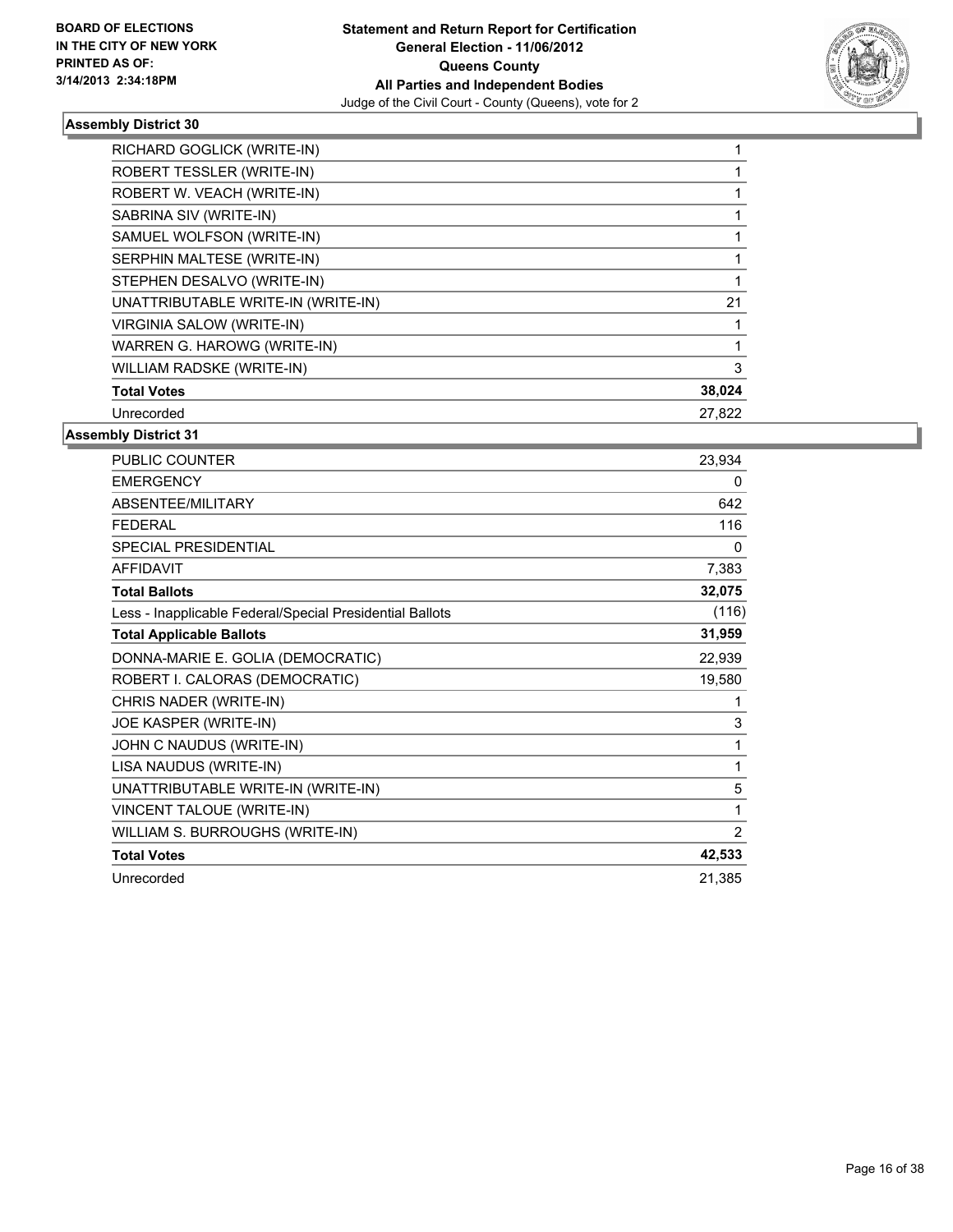BOARD OF ELECTIONS
IN THE CITY OF NEW YORK
PRINTED AS OF:
3/14/2013 2:34:18PM

**Statement and Return Report for Certification**
**General Election - 11/06/2012**
**Queens County**
**All Parties and Independent Bodies**
Judge of the Civil Court - County (Queens), vote for 2

### Assembly District 30

| | |
|---|---|
| RICHARD GOGLICK (WRITE-IN) | 1 |
| ROBERT TESSLER (WRITE-IN) | 1 |
| ROBERT W. VEACH (WRITE-IN) | 1 |
| SABRINA SIV (WRITE-IN) | 1 |
| SAMUEL WOLFSON (WRITE-IN) | 1 |
| SERPHIN MALTESE (WRITE-IN) | 1 |
| STEPHEN DESALVO (WRITE-IN) | 1 |
| UNATTRIBUTABLE WRITE-IN (WRITE-IN) | 21 |
| VIRGINIA SALOW (WRITE-IN) | 1 |
| WARREN G. HAROWG (WRITE-IN) | 1 |
| WILLIAM RADSKE (WRITE-IN) | 3 |
| **Total Votes** | **38,024** |
| Unrecorded | 27,822 |

### Assembly District 31

| | |
|---|---|
| PUBLIC COUNTER | 23,934 |
| EMERGENCY | 0 |
| ABSENTEE/MILITARY | 642 |
| FEDERAL | 116 |
| SPECIAL PRESIDENTIAL | 0 |
| AFFIDAVIT | 7,383 |
| **Total Ballots** | **32,075** |
| Less - Inapplicable Federal/Special Presidential Ballots | (116) |
| **Total Applicable Ballots** | **31,959** |
| DONNA-MARIE E. GOLIA (DEMOCRATIC) | 22,939 |
| ROBERT I. CALORAS (DEMOCRATIC) | 19,580 |
| CHRIS NADER (WRITE-IN) | 1 |
| JOE KASPER (WRITE-IN) | 3 |
| JOHN C NAUDUS (WRITE-IN) | 1 |
| LISA NAUDUS (WRITE-IN) | 1 |
| UNATTRIBUTABLE WRITE-IN (WRITE-IN) | 5 |
| VINCENT TALOUE (WRITE-IN) | 1 |
| WILLIAM S. BURROUGHS (WRITE-IN) | 2 |
| **Total Votes** | **42,533** |
| Unrecorded | 21,385 |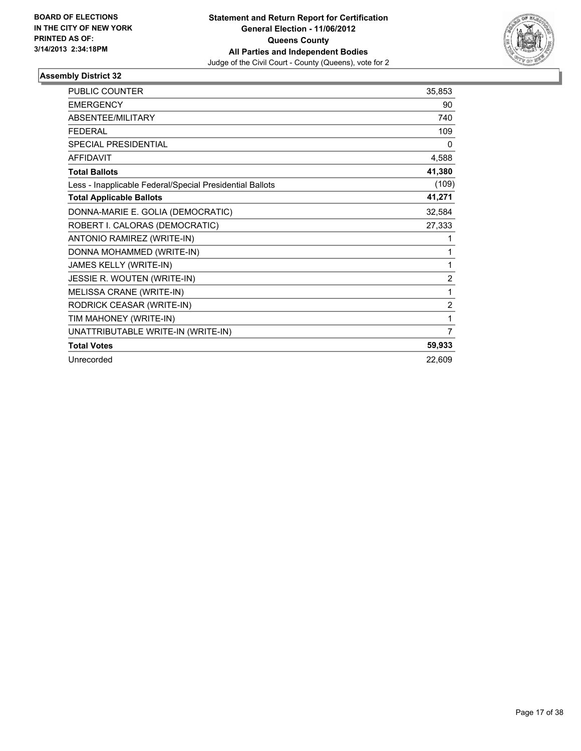**BOARD OF ELECTIONS IN THE CITY OF NEW YORK PRINTED AS OF: 3/14/2013 2:34:18PM**

# Statement and Return Report for Certification
## General Election - 11/06/2012
## Queens County
## All Parties and Independent Bodies
Judge of the Civil Court - County (Queens), vote for 2

### Assembly District 32

| | |
|---|---|
| PUBLIC COUNTER | 35,853 |
| EMERGENCY | 90 |
| ABSENTEE/MILITARY | 740 |
| FEDERAL | 109 |
| SPECIAL PRESIDENTIAL | 0 |
| AFFIDAVIT | 4,588 |
| **Total Ballots** | **41,380** |
| Less - Inapplicable Federal/Special Presidential Ballots | (109) |
| **Total Applicable Ballots** | **41,271** |
| DONNA-MARIE E. GOLIA (DEMOCRATIC) | 32,584 |
| ROBERT I. CALORAS (DEMOCRATIC) | 27,333 |
| ANTONIO RAMIREZ (WRITE-IN) | 1 |
| DONNA MOHAMMED (WRITE-IN) | 1 |
| JAMES KELLY (WRITE-IN) | 1 |
| JESSIE R. WOUTEN (WRITE-IN) | 2 |
| MELISSA CRANE (WRITE-IN) | 1 |
| RODRICK CEASAR (WRITE-IN) | 2 |
| TIM MAHONEY (WRITE-IN) | 1 |
| UNATTRIBUTABLE WRITE-IN (WRITE-IN) | 7 |
| **Total Votes** | **59,933** |
| Unrecorded | 22,609 |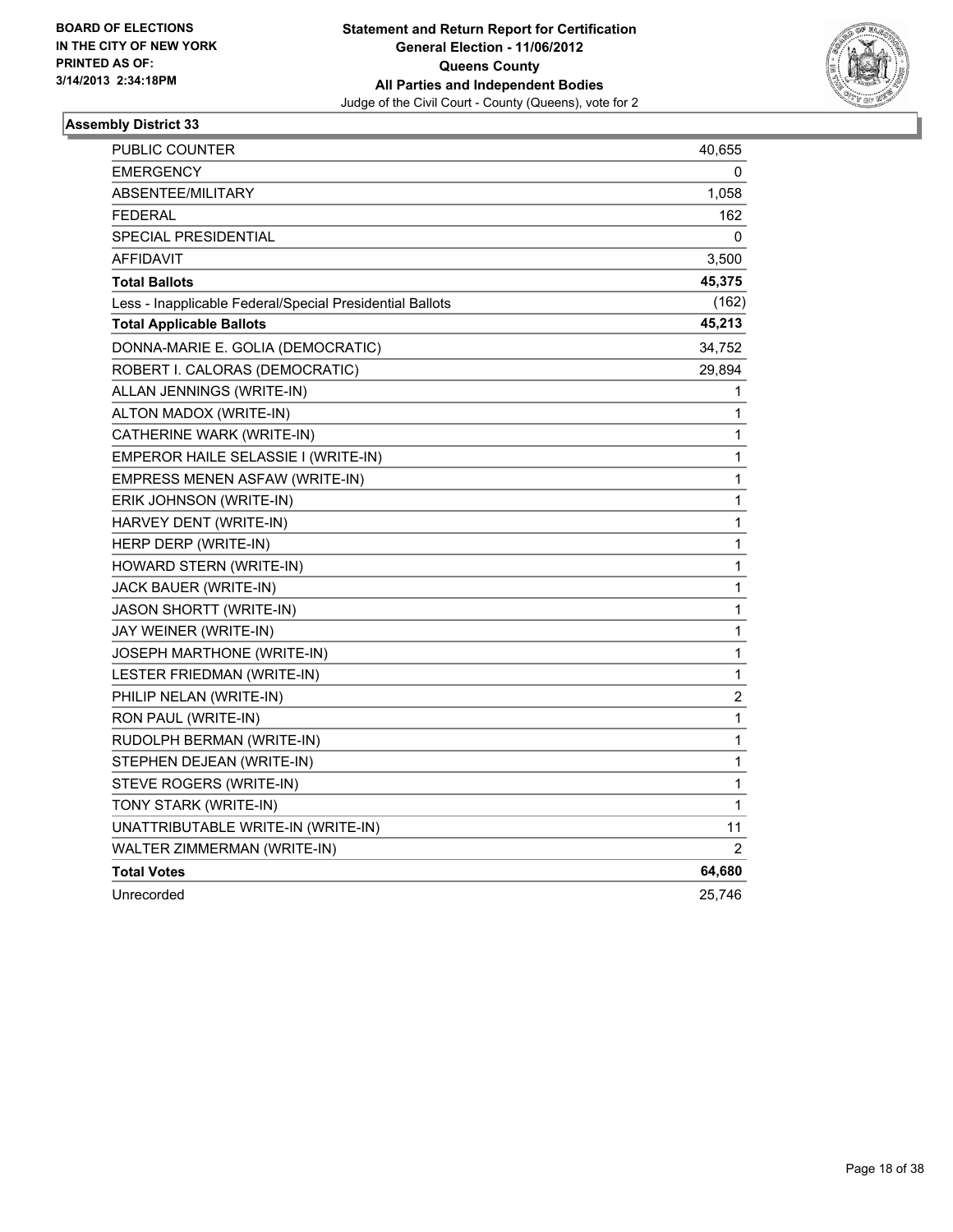**BOARD OF ELECTIONS IN THE CITY OF NEW YORK PRINTED AS OF: 3/14/2013 2:34:18PM**

**Statement and Return Report for Certification**
**General Election - 11/06/2012**
**Queens County**
**All Parties and Independent Bodies**
Judge of the Civil Court - County (Queens), vote for 2

### Assembly District 33

| | |
|---|---|
| PUBLIC COUNTER | 40,655 |
| EMERGENCY | 0 |
| ABSENTEE/MILITARY | 1,058 |
| FEDERAL | 162 |
| SPECIAL PRESIDENTIAL | 0 |
| AFFIDAVIT | 3,500 |
| **Total Ballots** | **45,375** |
| Less - Inapplicable Federal/Special Presidential Ballots | (162) |
| **Total Applicable Ballots** | **45,213** |
| DONNA-MARIE E. GOLIA (DEMOCRATIC) | 34,752 |
| ROBERT I. CALORAS (DEMOCRATIC) | 29,894 |
| ALLAN JENNINGS (WRITE-IN) | 1 |
| ALTON MADOX (WRITE-IN) | 1 |
| CATHERINE WARK (WRITE-IN) | 1 |
| EMPEROR HAILE SELASSIE I (WRITE-IN) | 1 |
| EMPRESS MENEN ASFAW (WRITE-IN) | 1 |
| ERIK JOHNSON (WRITE-IN) | 1 |
| HARVEY DENT (WRITE-IN) | 1 |
| HERP DERP (WRITE-IN) | 1 |
| HOWARD STERN (WRITE-IN) | 1 |
| JACK BAUER (WRITE-IN) | 1 |
| JASON SHORTT (WRITE-IN) | 1 |
| JAY WEINER (WRITE-IN) | 1 |
| JOSEPH MARTHONE (WRITE-IN) | 1 |
| LESTER FRIEDMAN (WRITE-IN) | 1 |
| PHILIP NELAN (WRITE-IN) | 2 |
| RON PAUL (WRITE-IN) | 1 |
| RUDOLPH BERMAN (WRITE-IN) | 1 |
| STEPHEN DEJEAN (WRITE-IN) | 1 |
| STEVE ROGERS (WRITE-IN) | 1 |
| TONY STARK (WRITE-IN) | 1 |
| UNATTRIBUTABLE WRITE-IN (WRITE-IN) | 11 |
| WALTER ZIMMERMAN (WRITE-IN) | 2 |
| **Total Votes** | **64,680** |
| Unrecorded | 25,746 |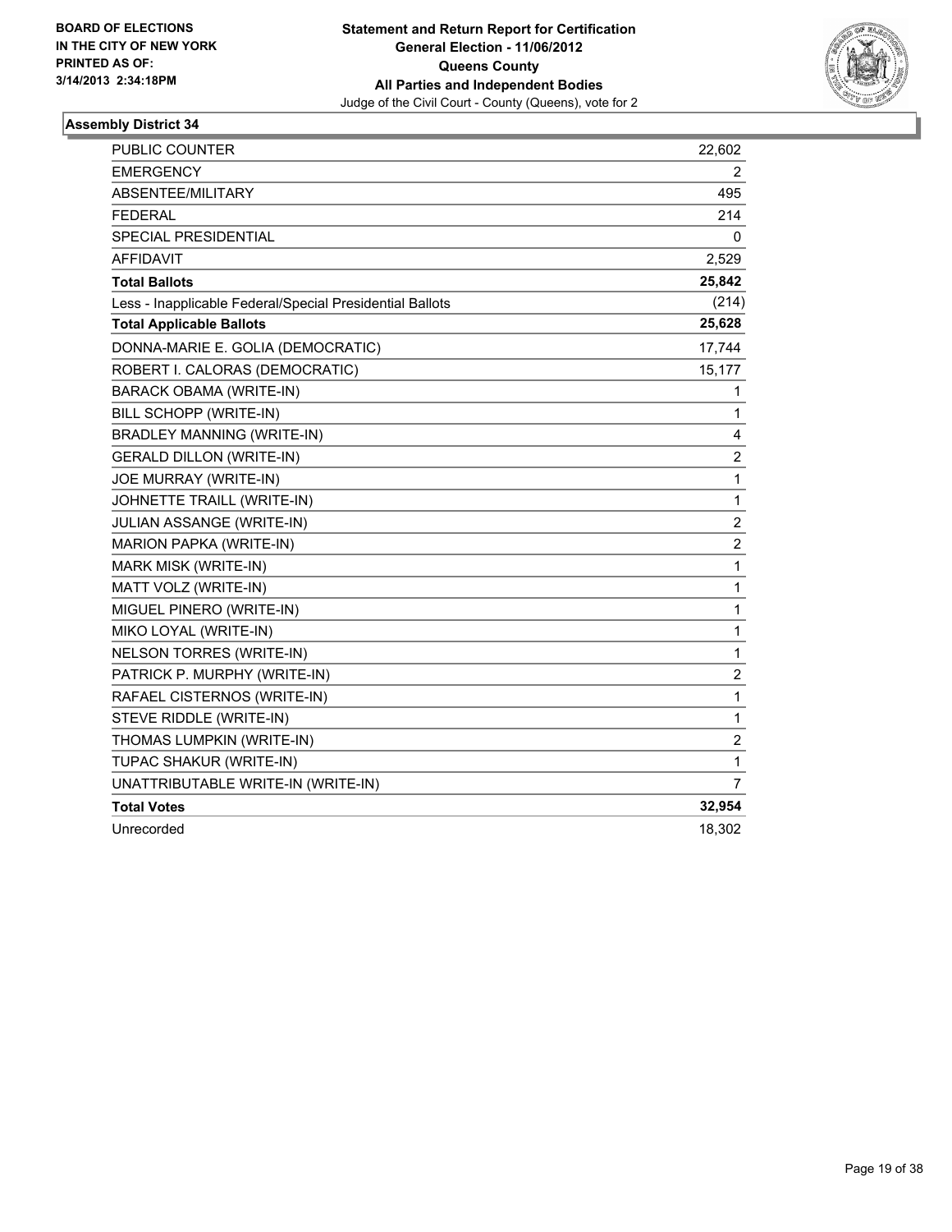BOARD OF ELECTIONS
IN THE CITY OF NEW YORK
PRINTED AS OF:
3/14/2013 2:34:18PM

**Statement and Return Report for Certification**
**General Election - 11/06/2012**
**Queens County**
**All Parties and Independent Bodies**
Judge of the Civil Court - County (Queens), vote for 2

### Assembly District 34

| | |
|---|---|
| PUBLIC COUNTER | 22,602 |
| EMERGENCY | 2 |
| ABSENTEE/MILITARY | 495 |
| FEDERAL | 214 |
| SPECIAL PRESIDENTIAL | 0 |
| AFFIDAVIT | 2,529 |
| **Total Ballots** | **25,842** |
| Less - Inapplicable Federal/Special Presidential Ballots | (214) |
| **Total Applicable Ballots** | **25,628** |
| DONNA-MARIE E. GOLIA (DEMOCRATIC) | 17,744 |
| ROBERT I. CALORAS (DEMOCRATIC) | 15,177 |
| BARACK OBAMA (WRITE-IN) | 1 |
| BILL SCHOPP (WRITE-IN) | 1 |
| BRADLEY MANNING (WRITE-IN) | 4 |
| GERALD DILLON (WRITE-IN) | 2 |
| JOE MURRAY (WRITE-IN) | 1 |
| JOHNETTE TRAILL (WRITE-IN) | 1 |
| JULIAN ASSANGE (WRITE-IN) | 2 |
| MARION PAPKA (WRITE-IN) | 2 |
| MARK MISK (WRITE-IN) | 1 |
| MATT VOLZ (WRITE-IN) | 1 |
| MIGUEL PINERO (WRITE-IN) | 1 |
| MIKO LOYAL (WRITE-IN) | 1 |
| NELSON TORRES (WRITE-IN) | 1 |
| PATRICK P. MURPHY (WRITE-IN) | 2 |
| RAFAEL CISTERNOS (WRITE-IN) | 1 |
| STEVE RIDDLE (WRITE-IN) | 1 |
| THOMAS LUMPKIN (WRITE-IN) | 2 |
| TUPAC SHAKUR (WRITE-IN) | 1 |
| UNATTRIBUTABLE WRITE-IN (WRITE-IN) | 7 |
| **Total Votes** | **32,954** |
| Unrecorded | 18,302 |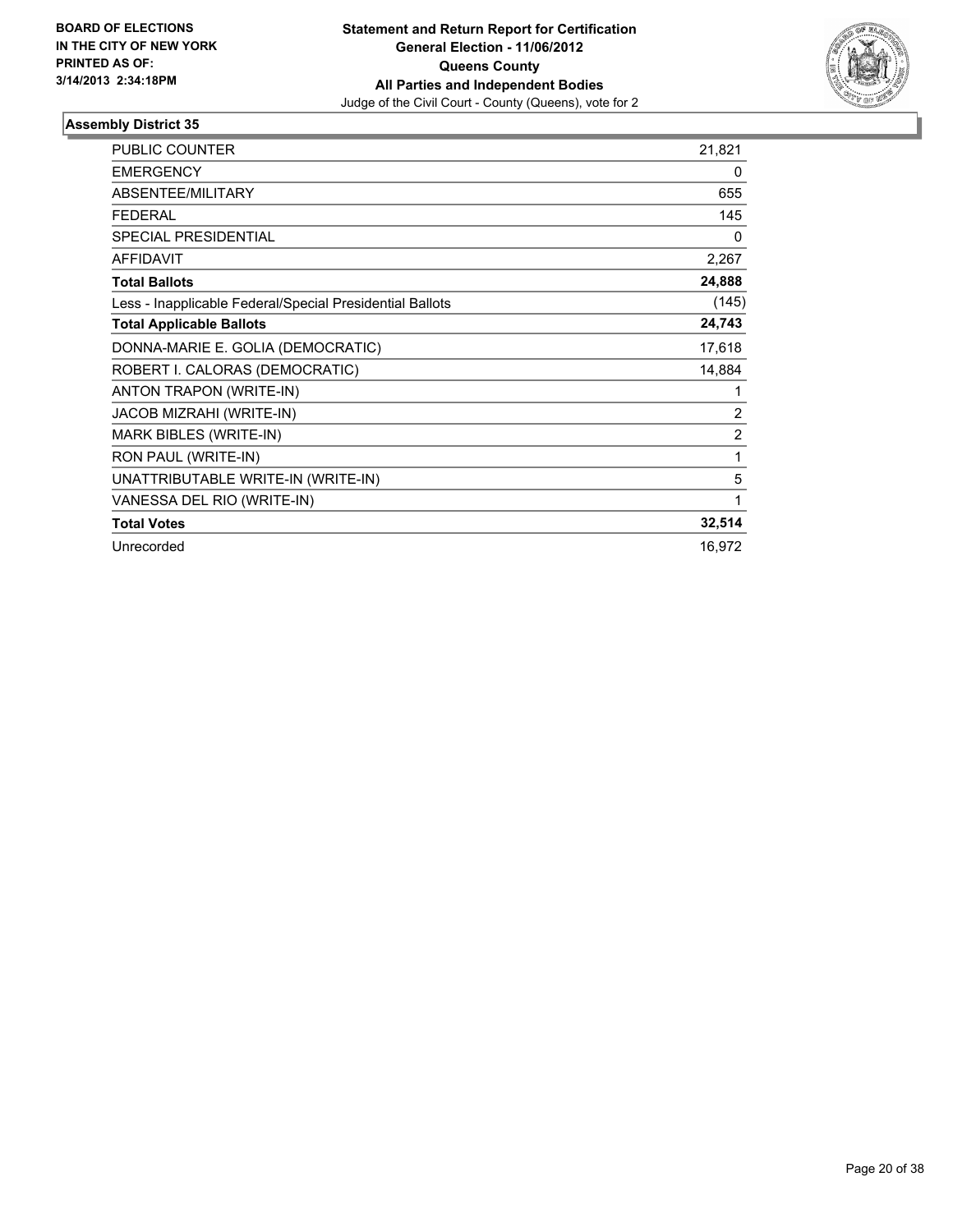BOARD OF ELECTIONS
IN THE CITY OF NEW YORK
PRINTED AS OF:
3/14/2013 2:34:18PM

**Statement and Return Report for Certification**
**General Election - 11/06/2012**
**Queens County**
**All Parties and Independent Bodies**
Judge of the Civil Court - County (Queens), vote for 2

### Assembly District 35

| | |
|---|---|
| PUBLIC COUNTER | 21,821 |
| EMERGENCY | 0 |
| ABSENTEE/MILITARY | 655 |
| FEDERAL | 145 |
| SPECIAL PRESIDENTIAL | 0 |
| AFFIDAVIT | 2,267 |
| **Total Ballots** | **24,888** |
| Less - Inapplicable Federal/Special Presidential Ballots | (145) |
| **Total Applicable Ballots** | **24,743** |
| DONNA-MARIE E. GOLIA (DEMOCRATIC) | 17,618 |
| ROBERT I. CALORAS (DEMOCRATIC) | 14,884 |
| ANTON TRAPON (WRITE-IN) | 1 |
| JACOB MIZRAHI (WRITE-IN) | 2 |
| MARK BIBLES (WRITE-IN) | 2 |
| RON PAUL (WRITE-IN) | 1 |
| UNATTRIBUTABLE WRITE-IN (WRITE-IN) | 5 |
| VANESSA DEL RIO (WRITE-IN) | 1 |
| **Total Votes** | **32,514** |
| Unrecorded | 16,972 |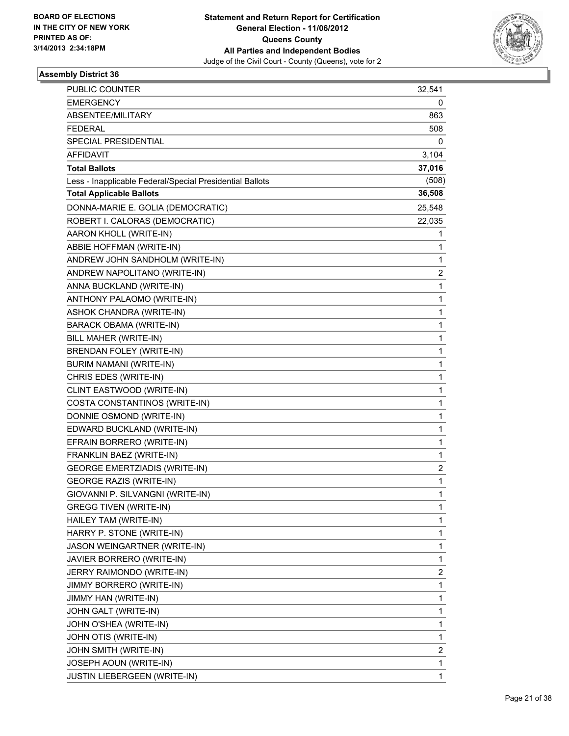BOARD OF ELECTIONS
IN THE CITY OF NEW YORK
PRINTED AS OF:
3/14/2013 2:34:18PM

**Statement and Return Report for Certification**
**General Election - 11/06/2012**
**Queens County**
**All Parties and Independent Bodies**
Judge of the Civil Court - County (Queens), vote for 2

### Assembly District 36

| | |
|---|---|
| PUBLIC COUNTER | 32,541 |
| EMERGENCY | 0 |
| ABSENTEE/MILITARY | 863 |
| FEDERAL | 508 |
| SPECIAL PRESIDENTIAL | 0 |
| AFFIDAVIT | 3,104 |
| **Total Ballots** | **37,016** |
| Less - Inapplicable Federal/Special Presidential Ballots | (508) |
| **Total Applicable Ballots** | **36,508** |
| DONNA-MARIE E. GOLIA (DEMOCRATIC) | 25,548 |
| ROBERT I. CALORAS (DEMOCRATIC) | 22,035 |
| AARON KHOLL (WRITE-IN) | 1 |
| ABBIE HOFFMAN (WRITE-IN) | 1 |
| ANDREW JOHN SANDHOLM (WRITE-IN) | 1 |
| ANDREW NAPOLITANO (WRITE-IN) | 2 |
| ANNA BUCKLAND (WRITE-IN) | 1 |
| ANTHONY PALAOMO (WRITE-IN) | 1 |
| ASHOK CHANDRA (WRITE-IN) | 1 |
| BARACK OBAMA (WRITE-IN) | 1 |
| BILL MAHER (WRITE-IN) | 1 |
| BRENDAN FOLEY (WRITE-IN) | 1 |
| BURIM NAMANI (WRITE-IN) | 1 |
| CHRIS EDES (WRITE-IN) | 1 |
| CLINT EASTWOOD (WRITE-IN) | 1 |
| COSTA CONSTANTINOS (WRITE-IN) | 1 |
| DONNIE OSMOND (WRITE-IN) | 1 |
| EDWARD BUCKLAND (WRITE-IN) | 1 |
| EFRAIN BORRERO (WRITE-IN) | 1 |
| FRANKLIN BAEZ (WRITE-IN) | 1 |
| GEORGE EMERTZIADIS (WRITE-IN) | 2 |
| GEORGE RAZIS (WRITE-IN) | 1 |
| GIOVANNI P. SILVANGNI (WRITE-IN) | 1 |
| GREGG TIVEN (WRITE-IN) | 1 |
| HAILEY TAM (WRITE-IN) | 1 |
| HARRY P. STONE (WRITE-IN) | 1 |
| JASON WEINGARTNER (WRITE-IN) | 1 |
| JAVIER BORRERO (WRITE-IN) | 1 |
| JERRY RAIMONDO (WRITE-IN) | 2 |
| JIMMY BORRERO (WRITE-IN) | 1 |
| JIMMY HAN (WRITE-IN) | 1 |
| JOHN GALT (WRITE-IN) | 1 |
| JOHN O'SHEA (WRITE-IN) | 1 |
| JOHN OTIS (WRITE-IN) | 1 |
| JOHN SMITH (WRITE-IN) | 2 |
| JOSEPH AOUN (WRITE-IN) | 1 |
| JUSTIN LIEBERGEEN (WRITE-IN) | 1 |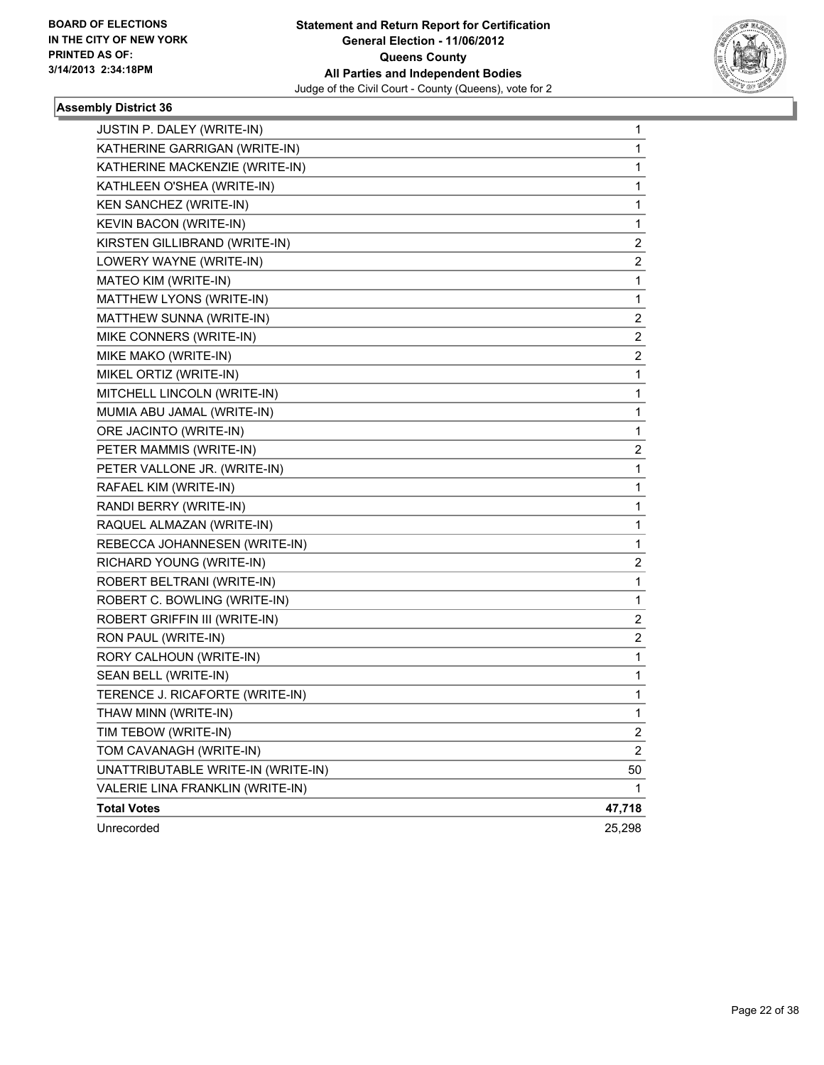BOARD OF ELECTIONS
IN THE CITY OF NEW YORK
PRINTED AS OF:
3/14/2013 2:34:18PM

**Statement and Return Report for Certification**
**General Election - 11/06/2012**
**Queens County**
**All Parties and Independent Bodies**
Judge of the Civil Court - County (Queens), vote for 2

### Assembly District 36

| Candidate | Votes |
|---|---|
| JUSTIN P. DALEY (WRITE-IN) | 1 |
| KATHERINE GARRIGAN (WRITE-IN) | 1 |
| KATHERINE MACKENZIE (WRITE-IN) | 1 |
| KATHLEEN O'SHEA (WRITE-IN) | 1 |
| KEN SANCHEZ (WRITE-IN) | 1 |
| KEVIN BACON (WRITE-IN) | 1 |
| KIRSTEN GILLIBRAND (WRITE-IN) | 2 |
| LOWERY WAYNE (WRITE-IN) | 2 |
| MATEO KIM (WRITE-IN) | 1 |
| MATTHEW LYONS (WRITE-IN) | 1 |
| MATTHEW SUNNA (WRITE-IN) | 2 |
| MIKE CONNERS (WRITE-IN) | 2 |
| MIKE MAKO (WRITE-IN) | 2 |
| MIKEL ORTIZ (WRITE-IN) | 1 |
| MITCHELL LINCOLN (WRITE-IN) | 1 |
| MUMIA ABU JAMAL (WRITE-IN) | 1 |
| ORE JACINTO (WRITE-IN) | 1 |
| PETER MAMMIS (WRITE-IN) | 2 |
| PETER VALLONE JR. (WRITE-IN) | 1 |
| RAFAEL KIM (WRITE-IN) | 1 |
| RANDI BERRY (WRITE-IN) | 1 |
| RAQUEL ALMAZAN (WRITE-IN) | 1 |
| REBECCA JOHANNESEN (WRITE-IN) | 1 |
| RICHARD YOUNG (WRITE-IN) | 2 |
| ROBERT BELTRANI (WRITE-IN) | 1 |
| ROBERT C. BOWLING (WRITE-IN) | 1 |
| ROBERT GRIFFIN III (WRITE-IN) | 2 |
| RON PAUL (WRITE-IN) | 2 |
| RORY CALHOUN (WRITE-IN) | 1 |
| SEAN BELL (WRITE-IN) | 1 |
| TERENCE J. RICAFORTE (WRITE-IN) | 1 |
| THAW MINN (WRITE-IN) | 1 |
| TIM TEBOW (WRITE-IN) | 2 |
| TOM CAVANAGH (WRITE-IN) | 2 |
| UNATTRIBUTABLE WRITE-IN (WRITE-IN) | 50 |
| VALERIE LINA FRANKLIN (WRITE-IN) | 1 |
| **Total Votes** | **47,718** |
| Unrecorded | 25,298 |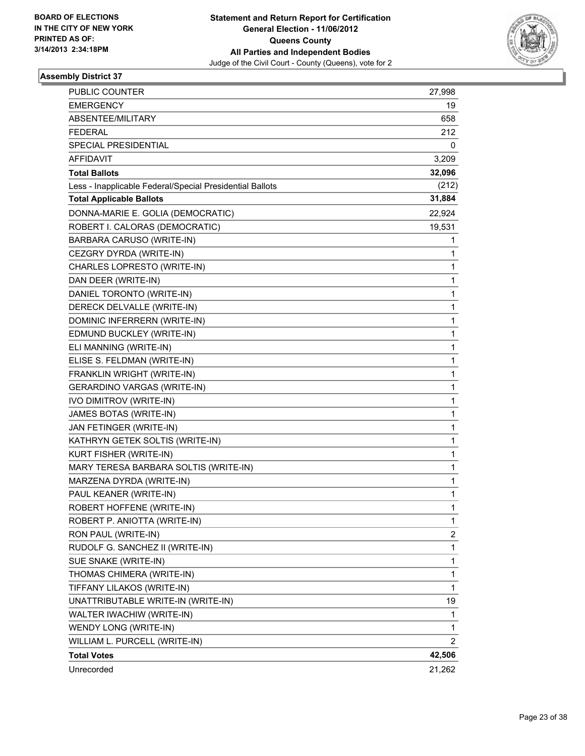**BOARD OF ELECTIONS IN THE CITY OF NEW YORK**
**PRINTED AS OF: 3/14/2013 2:34:18PM**

**Statement and Return Report for Certification**
**General Election - 11/06/2012**
**Queens County**
**All Parties and Independent Bodies**
Judge of the Civil Court - County (Queens), vote for 2

### Assembly District 37

| | |
|---|---|
| PUBLIC COUNTER | 27,998 |
| EMERGENCY | 19 |
| ABSENTEE/MILITARY | 658 |
| FEDERAL | 212 |
| SPECIAL PRESIDENTIAL | 0 |
| AFFIDAVIT | 3,209 |
| **Total Ballots** | **32,096** |
| Less - Inapplicable Federal/Special Presidential Ballots | (212) |
| **Total Applicable Ballots** | **31,884** |
| DONNA-MARIE E. GOLIA (DEMOCRATIC) | 22,924 |
| ROBERT I. CALORAS (DEMOCRATIC) | 19,531 |
| BARBARA CARUSO (WRITE-IN) | 1 |
| CEZGRY DYRDA (WRITE-IN) | 1 |
| CHARLES LOPRESTO (WRITE-IN) | 1 |
| DAN DEER (WRITE-IN) | 1 |
| DANIEL TORONTO (WRITE-IN) | 1 |
| DERECK DELVALLE (WRITE-IN) | 1 |
| DOMINIC INFERRERN (WRITE-IN) | 1 |
| EDMUND BUCKLEY (WRITE-IN) | 1 |
| ELI MANNING (WRITE-IN) | 1 |
| ELISE S. FELDMAN (WRITE-IN) | 1 |
| FRANKLIN WRIGHT (WRITE-IN) | 1 |
| GERARDINO VARGAS (WRITE-IN) | 1 |
| IVO DIMITROV (WRITE-IN) | 1 |
| JAMES BOTAS (WRITE-IN) | 1 |
| JAN FETINGER (WRITE-IN) | 1 |
| KATHRYN GETEK SOLTIS (WRITE-IN) | 1 |
| KURT FISHER (WRITE-IN) | 1 |
| MARY TERESA BARBARA SOLTIS (WRITE-IN) | 1 |
| MARZENA DYRDA (WRITE-IN) | 1 |
| PAUL KEANER (WRITE-IN) | 1 |
| ROBERT HOFFENE (WRITE-IN) | 1 |
| ROBERT P. ANIOTTA (WRITE-IN) | 1 |
| RON PAUL (WRITE-IN) | 2 |
| RUDOLF G. SANCHEZ II (WRITE-IN) | 1 |
| SUE SNAKE (WRITE-IN) | 1 |
| THOMAS CHIMERA (WRITE-IN) | 1 |
| TIFFANY LILAKOS (WRITE-IN) | 1 |
| UNATTRIBUTABLE WRITE-IN (WRITE-IN) | 19 |
| WALTER IWACHIW (WRITE-IN) | 1 |
| WENDY LONG (WRITE-IN) | 1 |
| WILLIAM L. PURCELL (WRITE-IN) | 2 |
| **Total Votes** | **42,506** |
| Unrecorded | 21,262 |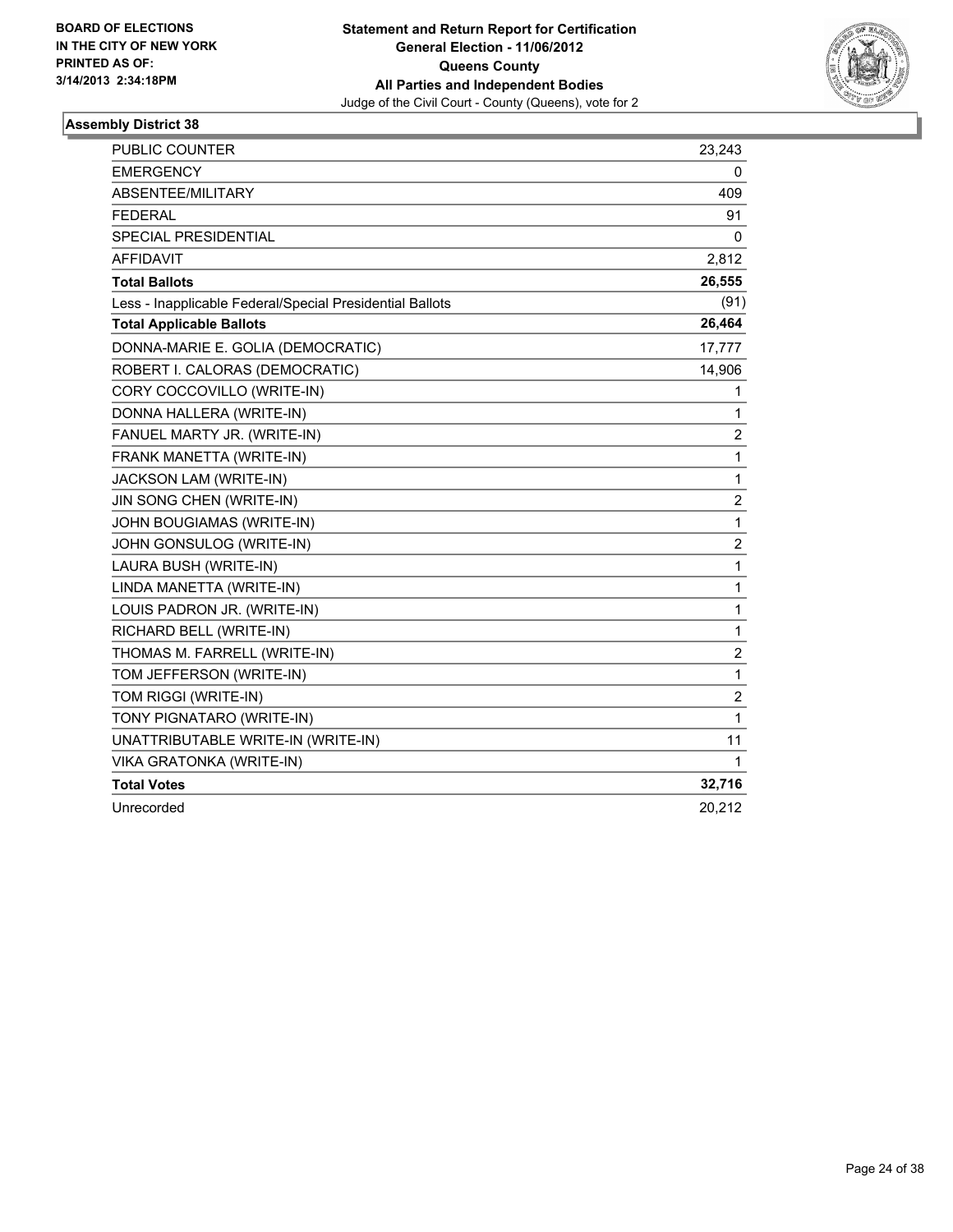BOARD OF ELECTIONS
IN THE CITY OF NEW YORK
PRINTED AS OF:
3/14/2013 2:34:18PM

**Statement and Return Report for Certification**
**General Election - 11/06/2012**
**Queens County**
**All Parties and Independent Bodies**
Judge of the Civil Court - County (Queens), vote for 2

### Assembly District 38

| | |
|---|---|
| PUBLIC COUNTER | 23,243 |
| EMERGENCY | 0 |
| ABSENTEE/MILITARY | 409 |
| FEDERAL | 91 |
| SPECIAL PRESIDENTIAL | 0 |
| AFFIDAVIT | 2,812 |
| **Total Ballots** | **26,555** |
| Less - Inapplicable Federal/Special Presidential Ballots | (91) |
| **Total Applicable Ballots** | **26,464** |
| DONNA-MARIE E. GOLIA (DEMOCRATIC) | 17,777 |
| ROBERT I. CALORAS (DEMOCRATIC) | 14,906 |
| CORY COCCOVILLO (WRITE-IN) | 1 |
| DONNA HALLERA (WRITE-IN) | 1 |
| FANUEL MARTY JR. (WRITE-IN) | 2 |
| FRANK MANETTA (WRITE-IN) | 1 |
| JACKSON LAM (WRITE-IN) | 1 |
| JIN SONG CHEN (WRITE-IN) | 2 |
| JOHN BOUGIAMAS (WRITE-IN) | 1 |
| JOHN GONSULOG (WRITE-IN) | 2 |
| LAURA BUSH (WRITE-IN) | 1 |
| LINDA MANETTA (WRITE-IN) | 1 |
| LOUIS PADRON JR. (WRITE-IN) | 1 |
| RICHARD BELL (WRITE-IN) | 1 |
| THOMAS M. FARRELL (WRITE-IN) | 2 |
| TOM JEFFERSON (WRITE-IN) | 1 |
| TOM RIGGI (WRITE-IN) | 2 |
| TONY PIGNATARO (WRITE-IN) | 1 |
| UNATTRIBUTABLE WRITE-IN (WRITE-IN) | 11 |
| VIKA GRATONKA (WRITE-IN) | 1 |
| **Total Votes** | **32,716** |
| Unrecorded | 20,212 |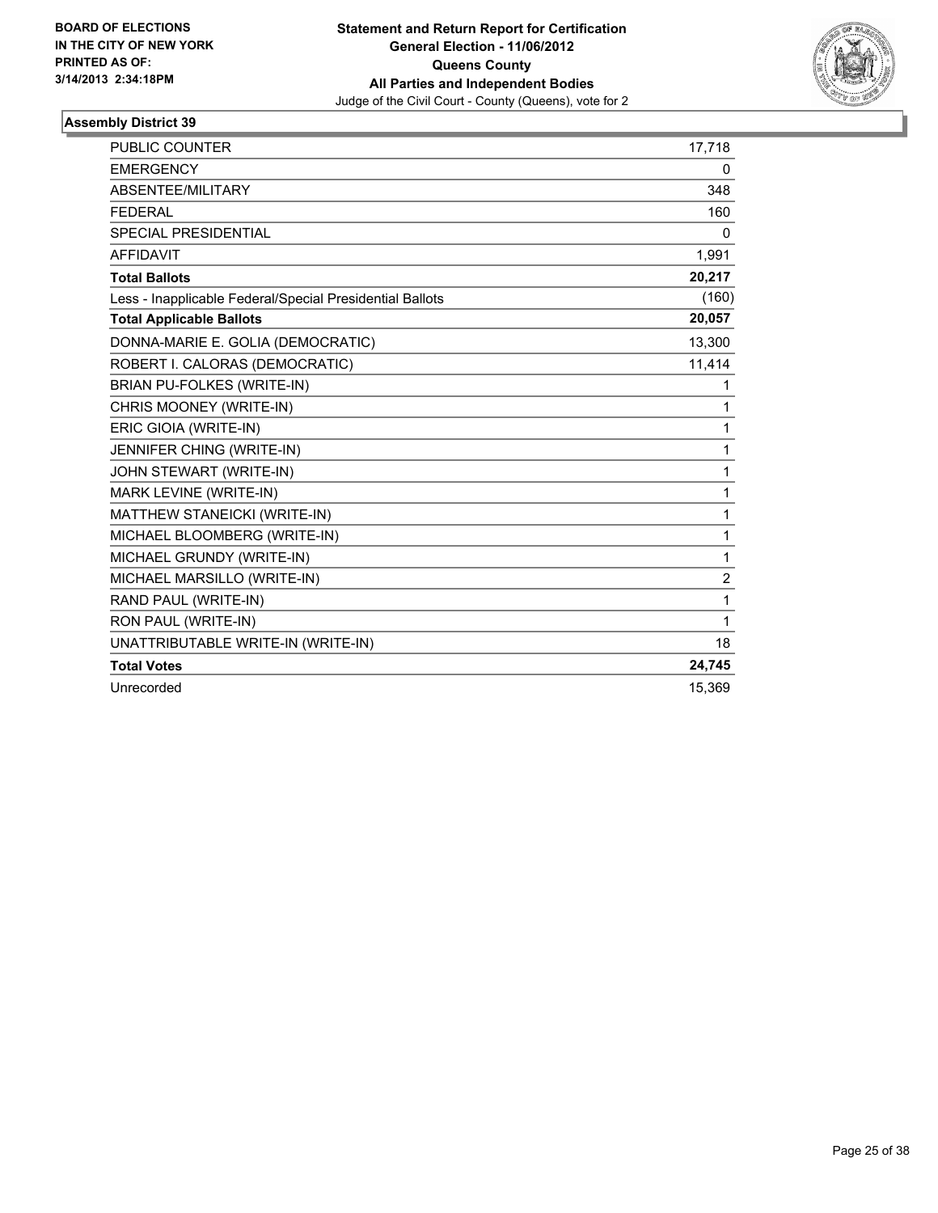**BOARD OF ELECTIONS IN THE CITY OF NEW YORK PRINTED AS OF: 3/14/2013 2:34:18PM**

**Statement and Return Report for Certification**
**General Election - 11/06/2012**
**Queens County**
**All Parties and Independent Bodies**
Judge of the Civil Court - County (Queens), vote for 2

## Assembly District 39

| | |
|---|---|
| PUBLIC COUNTER | 17,718 |
| EMERGENCY | 0 |
| ABSENTEE/MILITARY | 348 |
| FEDERAL | 160 |
| SPECIAL PRESIDENTIAL | 0 |
| AFFIDAVIT | 1,991 |
| **Total Ballots** | **20,217** |
| Less - Inapplicable Federal/Special Presidential Ballots | (160) |
| **Total Applicable Ballots** | **20,057** |
| DONNA-MARIE E. GOLIA (DEMOCRATIC) | 13,300 |
| ROBERT I. CALORAS (DEMOCRATIC) | 11,414 |
| BRIAN PU-FOLKES (WRITE-IN) | 1 |
| CHRIS MOONEY (WRITE-IN) | 1 |
| ERIC GIOIA (WRITE-IN) | 1 |
| JENNIFER CHING (WRITE-IN) | 1 |
| JOHN STEWART (WRITE-IN) | 1 |
| MARK LEVINE (WRITE-IN) | 1 |
| MATTHEW STANEICKI (WRITE-IN) | 1 |
| MICHAEL BLOOMBERG (WRITE-IN) | 1 |
| MICHAEL GRUNDY (WRITE-IN) | 1 |
| MICHAEL MARSILLO (WRITE-IN) | 2 |
| RAND PAUL (WRITE-IN) | 1 |
| RON PAUL (WRITE-IN) | 1 |
| UNATTRIBUTABLE WRITE-IN (WRITE-IN) | 18 |
| **Total Votes** | **24,745** |
| Unrecorded | 15,369 |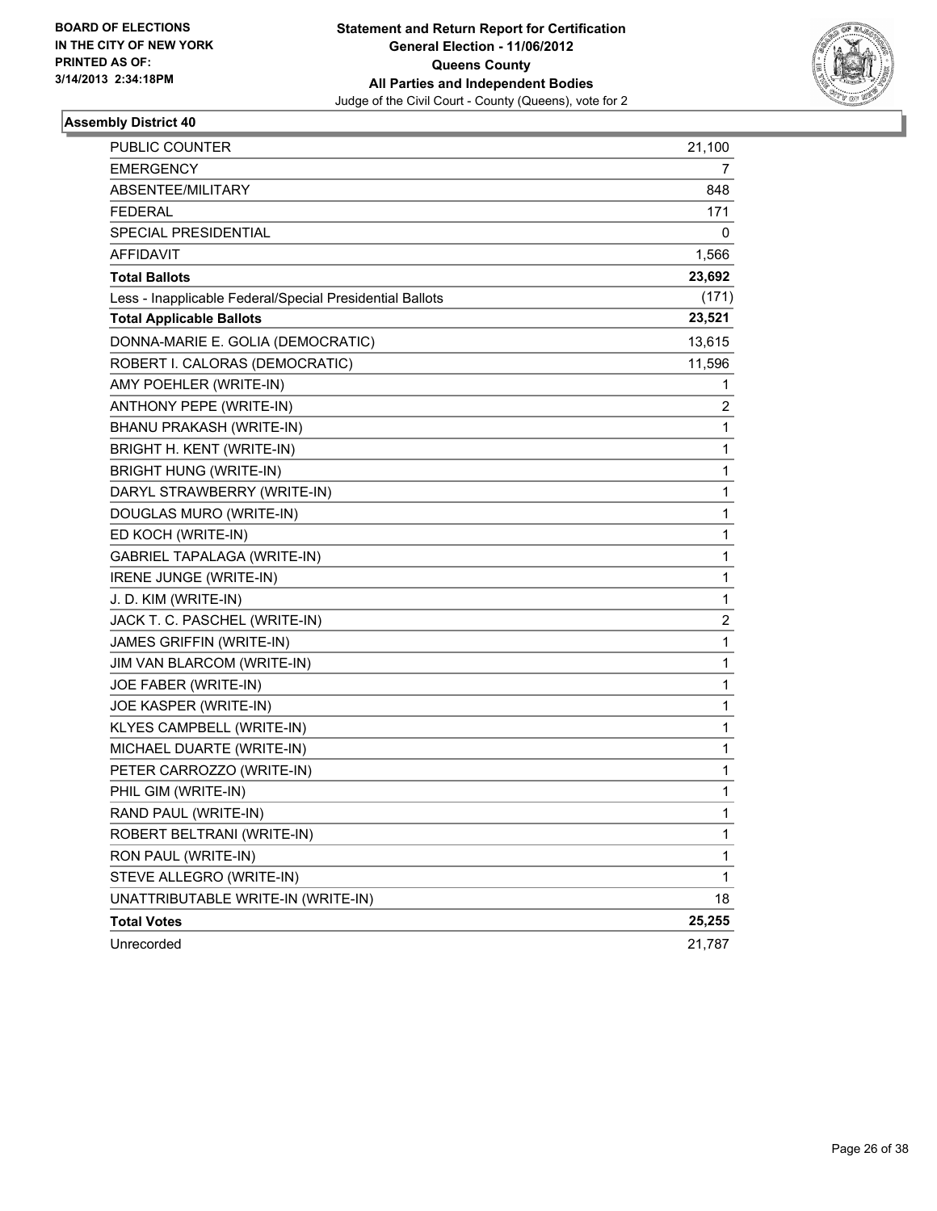BOARD OF ELECTIONS
IN THE CITY OF NEW YORK
PRINTED AS OF:
3/14/2013 2:34:18PM

**Statement and Return Report for Certification**
**General Election - 11/06/2012**
**Queens County**
**All Parties and Independent Bodies**
Judge of the Civil Court - County (Queens), vote for 2

### Assembly District 40

| | |
|---|---|
| PUBLIC COUNTER | 21,100 |
| EMERGENCY | 7 |
| ABSENTEE/MILITARY | 848 |
| FEDERAL | 171 |
| SPECIAL PRESIDENTIAL | 0 |
| AFFIDAVIT | 1,566 |
| **Total Ballots** | **23,692** |
| Less - Inapplicable Federal/Special Presidential Ballots | (171) |
| **Total Applicable Ballots** | **23,521** |
| DONNA-MARIE E. GOLIA (DEMOCRATIC) | 13,615 |
| ROBERT I. CALORAS (DEMOCRATIC) | 11,596 |
| AMY POEHLER (WRITE-IN) | 1 |
| ANTHONY PEPE (WRITE-IN) | 2 |
| BHANU PRAKASH (WRITE-IN) | 1 |
| BRIGHT H. KENT (WRITE-IN) | 1 |
| BRIGHT HUNG (WRITE-IN) | 1 |
| DARYL STRAWBERRY (WRITE-IN) | 1 |
| DOUGLAS MURO (WRITE-IN) | 1 |
| ED KOCH (WRITE-IN) | 1 |
| GABRIEL TAPALAGA (WRITE-IN) | 1 |
| IRENE JUNGE (WRITE-IN) | 1 |
| J. D. KIM (WRITE-IN) | 1 |
| JACK T. C. PASCHEL (WRITE-IN) | 2 |
| JAMES GRIFFIN (WRITE-IN) | 1 |
| JIM VAN BLARCOM (WRITE-IN) | 1 |
| JOE FABER (WRITE-IN) | 1 |
| JOE KASPER (WRITE-IN) | 1 |
| KLYES CAMPBELL (WRITE-IN) | 1 |
| MICHAEL DUARTE (WRITE-IN) | 1 |
| PETER CARROZZO (WRITE-IN) | 1 |
| PHIL GIM (WRITE-IN) | 1 |
| RAND PAUL (WRITE-IN) | 1 |
| ROBERT BELTRANI (WRITE-IN) | 1 |
| RON PAUL (WRITE-IN) | 1 |
| STEVE ALLEGRO (WRITE-IN) | 1 |
| UNATTRIBUTABLE WRITE-IN (WRITE-IN) | 18 |
| **Total Votes** | **25,255** |
| Unrecorded | 21,787 |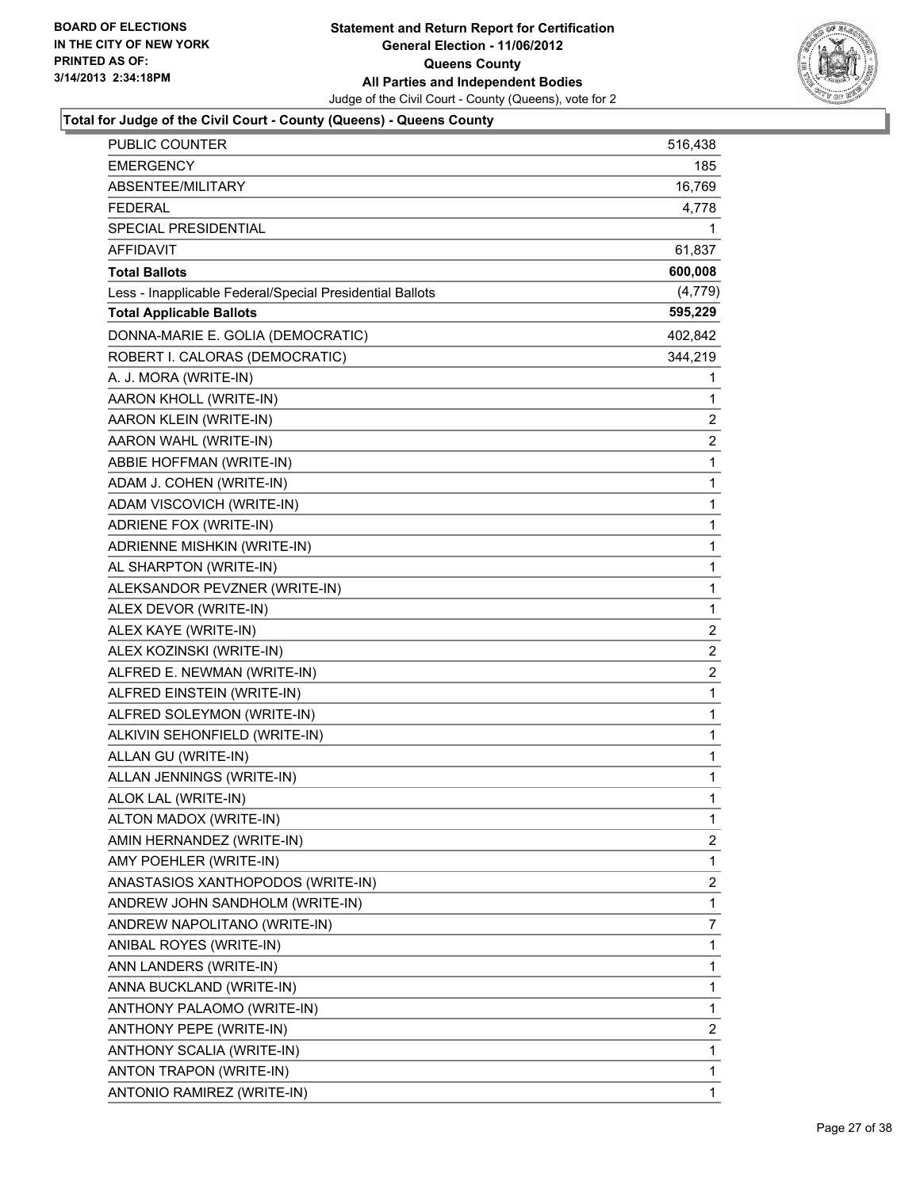**BOARD OF ELECTIONS IN THE CITY OF NEW YORK PRINTED AS OF: 3/14/2013 2:34:18PM**

**Statement and Return Report for Certification General Election - 11/06/2012 Queens County All Parties and Independent Bodies**

Judge of the Civil Court - County (Queens), vote for 2

### Total for Judge of the Civil Court - County (Queens) - Queens County

| | |
|---|---|
| PUBLIC COUNTER | 516,438 |
| EMERGENCY | 185 |
| ABSENTEE/MILITARY | 16,769 |
| FEDERAL | 4,778 |
| SPECIAL PRESIDENTIAL | 1 |
| AFFIDAVIT | 61,837 |
| **Total Ballots** | **600,008** |
| Less - Inapplicable Federal/Special Presidential Ballots | (4,779) |
| **Total Applicable Ballots** | **595,229** |
| DONNA-MARIE E. GOLIA (DEMOCRATIC) | 402,842 |
| ROBERT I. CALORAS (DEMOCRATIC) | 344,219 |
| A. J. MORA (WRITE-IN) | 1 |
| AARON KHOLL (WRITE-IN) | 1 |
| AARON KLEIN (WRITE-IN) | 2 |
| AARON WAHL (WRITE-IN) | 2 |
| ABBIE HOFFMAN (WRITE-IN) | 1 |
| ADAM J. COHEN (WRITE-IN) | 1 |
| ADAM VISCOVICH (WRITE-IN) | 1 |
| ADRIENE FOX (WRITE-IN) | 1 |
| ADRIENNE MISHKIN (WRITE-IN) | 1 |
| AL SHARPTON (WRITE-IN) | 1 |
| ALEKSANDOR PEVZNER (WRITE-IN) | 1 |
| ALEX DEVOR (WRITE-IN) | 1 |
| ALEX KAYE (WRITE-IN) | 2 |
| ALEX KOZINSKI (WRITE-IN) | 2 |
| ALFRED E. NEWMAN (WRITE-IN) | 2 |
| ALFRED EINSTEIN (WRITE-IN) | 1 |
| ALFRED SOLEYMON (WRITE-IN) | 1 |
| ALKIVIN SEHONFIELD (WRITE-IN) | 1 |
| ALLAN GU (WRITE-IN) | 1 |
| ALLAN JENNINGS (WRITE-IN) | 1 |
| ALOK LAL (WRITE-IN) | 1 |
| ALTON MADOX (WRITE-IN) | 1 |
| AMIN HERNANDEZ (WRITE-IN) | 2 |
| AMY POEHLER (WRITE-IN) | 1 |
| ANASTASIOS XANTHOPODOS (WRITE-IN) | 2 |
| ANDREW JOHN SANDHOLM (WRITE-IN) | 1 |
| ANDREW NAPOLITANO (WRITE-IN) | 7 |
| ANIBAL ROYES (WRITE-IN) | 1 |
| ANN LANDERS (WRITE-IN) | 1 |
| ANNA BUCKLAND (WRITE-IN) | 1 |
| ANTHONY PALAOMO (WRITE-IN) | 1 |
| ANTHONY PEPE (WRITE-IN) | 2 |
| ANTHONY SCALIA (WRITE-IN) | 1 |
| ANTON TRAPON (WRITE-IN) | 1 |
| ANTONIO RAMIREZ (WRITE-IN) | 1 |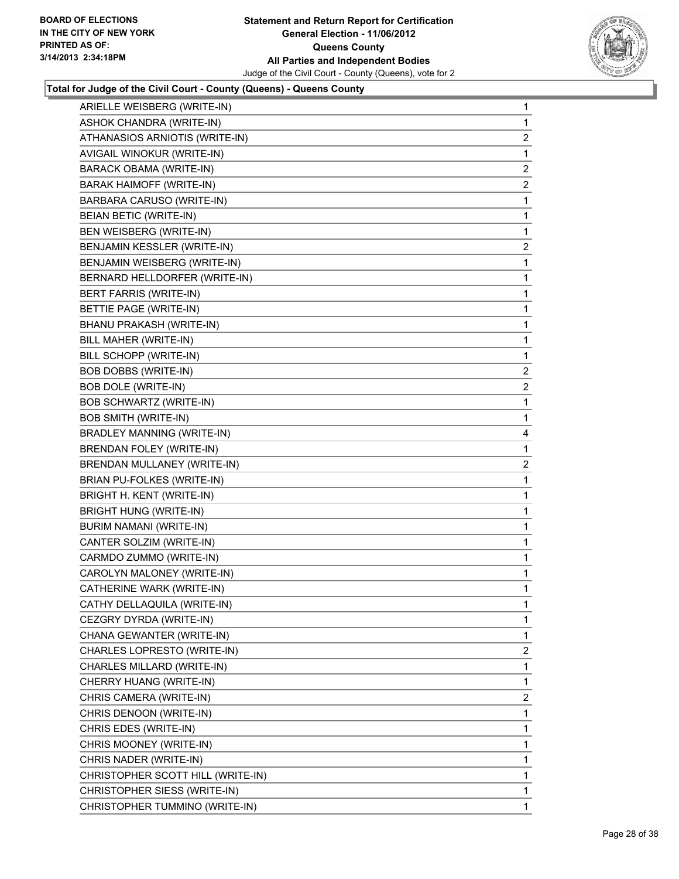**BOARD OF ELECTIONS IN THE CITY OF NEW YORK PRINTED AS OF: 3/14/2013 2:34:18PM**

**Statement and Return Report for Certification General Election - 11/06/2012 Queens County All Parties and Independent Bodies**

Judge of the Civil Court - County (Queens), vote for 2

**Total for Judge of the Civil Court - County (Queens) - Queens County**

| | |
|---|---|
| ARIELLE WEISBERG (WRITE-IN) | 1 |
| ASHOK CHANDRA (WRITE-IN) | 1 |
| ATHANASIOS ARNIOTIS (WRITE-IN) | 2 |
| AVIGAIL WINOKUR (WRITE-IN) | 1 |
| BARACK OBAMA (WRITE-IN) | 2 |
| BARAK HAIMOFF (WRITE-IN) | 2 |
| BARBARA CARUSO (WRITE-IN) | 1 |
| BEIAN BETIC (WRITE-IN) | 1 |
| BEN WEISBERG (WRITE-IN) | 1 |
| BENJAMIN KESSLER (WRITE-IN) | 2 |
| BENJAMIN WEISBERG (WRITE-IN) | 1 |
| BERNARD HELLDORFER (WRITE-IN) | 1 |
| BERT FARRIS (WRITE-IN) | 1 |
| BETTIE PAGE (WRITE-IN) | 1 |
| BHANU PRAKASH (WRITE-IN) | 1 |
| BILL MAHER (WRITE-IN) | 1 |
| BILL SCHOPP (WRITE-IN) | 1 |
| BOB DOBBS (WRITE-IN) | 2 |
| BOB DOLE (WRITE-IN) | 2 |
| BOB SCHWARTZ (WRITE-IN) | 1 |
| BOB SMITH (WRITE-IN) | 1 |
| BRADLEY MANNING (WRITE-IN) | 4 |
| BRENDAN FOLEY (WRITE-IN) | 1 |
| BRENDAN MULLANEY (WRITE-IN) | 2 |
| BRIAN PU-FOLKES (WRITE-IN) | 1 |
| BRIGHT H. KENT (WRITE-IN) | 1 |
| BRIGHT HUNG (WRITE-IN) | 1 |
| BURIM NAMANI (WRITE-IN) | 1 |
| CANTER SOLZIM (WRITE-IN) | 1 |
| CARMDO ZUMMO (WRITE-IN) | 1 |
| CAROLYN MALONEY (WRITE-IN) | 1 |
| CATHERINE WARK (WRITE-IN) | 1 |
| CATHY DELLAQUILA (WRITE-IN) | 1 |
| CEZGRY DYRDA (WRITE-IN) | 1 |
| CHANA GEWANTER (WRITE-IN) | 1 |
| CHARLES LOPRESTO (WRITE-IN) | 2 |
| CHARLES MILLARD (WRITE-IN) | 1 |
| CHERRY HUANG (WRITE-IN) | 1 |
| CHRIS CAMERA (WRITE-IN) | 2 |
| CHRIS DENOON (WRITE-IN) | 1 |
| CHRIS EDES (WRITE-IN) | 1 |
| CHRIS MOONEY (WRITE-IN) | 1 |
| CHRIS NADER (WRITE-IN) | 1 |
| CHRISTOPHER SCOTT HILL (WRITE-IN) | 1 |
| CHRISTOPHER SIESS (WRITE-IN) | 1 |
| CHRISTOPHER TUMMINO (WRITE-IN) | 1 |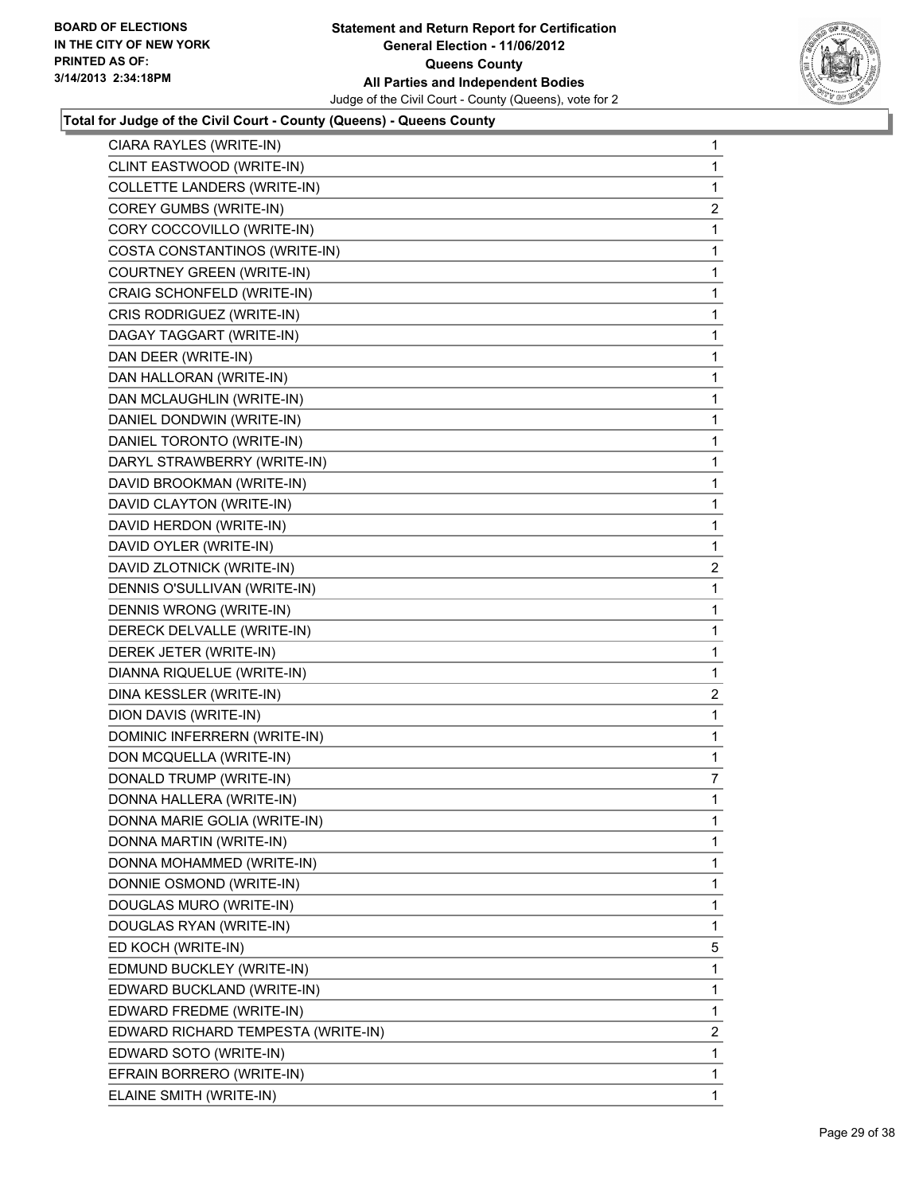**BOARD OF ELECTIONS IN THE CITY OF NEW YORK PRINTED AS OF: 3/14/2013 2:34:18PM**

**Statement and Return Report for Certification General Election - 11/06/2012 Queens County All Parties and Independent Bodies**

Judge of the Civil Court - County (Queens), vote for 2

**Total for Judge of the Civil Court - County (Queens) - Queens County**

| | |
|---|---|
| CIARA RAYLES (WRITE-IN) | 1 |
| CLINT EASTWOOD (WRITE-IN) | 1 |
| COLLETTE LANDERS (WRITE-IN) | 1 |
| COREY GUMBS (WRITE-IN) | 2 |
| CORY COCCOVILLO (WRITE-IN) | 1 |
| COSTA CONSTANTINOS (WRITE-IN) | 1 |
| COURTNEY GREEN (WRITE-IN) | 1 |
| CRAIG SCHONFELD (WRITE-IN) | 1 |
| CRIS RODRIGUEZ (WRITE-IN) | 1 |
| DAGAY TAGGART (WRITE-IN) | 1 |
| DAN DEER (WRITE-IN) | 1 |
| DAN HALLORAN (WRITE-IN) | 1 |
| DAN MCLAUGHLIN (WRITE-IN) | 1 |
| DANIEL DONDWIN (WRITE-IN) | 1 |
| DANIEL TORONTO (WRITE-IN) | 1 |
| DARYL STRAWBERRY (WRITE-IN) | 1 |
| DAVID BROOKMAN (WRITE-IN) | 1 |
| DAVID CLAYTON (WRITE-IN) | 1 |
| DAVID HERDON (WRITE-IN) | 1 |
| DAVID OYLER (WRITE-IN) | 1 |
| DAVID ZLOTNICK (WRITE-IN) | 2 |
| DENNIS O'SULLIVAN (WRITE-IN) | 1 |
| DENNIS WRONG (WRITE-IN) | 1 |
| DERECK DELVALLE (WRITE-IN) | 1 |
| DEREK JETER (WRITE-IN) | 1 |
| DIANNA RIQUELUE (WRITE-IN) | 1 |
| DINA KESSLER (WRITE-IN) | 2 |
| DION DAVIS (WRITE-IN) | 1 |
| DOMINIC INFERRERN (WRITE-IN) | 1 |
| DON MCQUELLA (WRITE-IN) | 1 |
| DONALD TRUMP (WRITE-IN) | 7 |
| DONNA HALLERA (WRITE-IN) | 1 |
| DONNA MARIE GOLIA (WRITE-IN) | 1 |
| DONNA MARTIN (WRITE-IN) | 1 |
| DONNA MOHAMMED (WRITE-IN) | 1 |
| DONNIE OSMOND (WRITE-IN) | 1 |
| DOUGLAS MURO (WRITE-IN) | 1 |
| DOUGLAS RYAN (WRITE-IN) | 1 |
| ED KOCH (WRITE-IN) | 5 |
| EDMUND BUCKLEY (WRITE-IN) | 1 |
| EDWARD BUCKLAND (WRITE-IN) | 1 |
| EDWARD FREDME (WRITE-IN) | 1 |
| EDWARD RICHARD TEMPESTA (WRITE-IN) | 2 |
| EDWARD SOTO (WRITE-IN) | 1 |
| EFRAIN BORRERO (WRITE-IN) | 1 |
| ELAINE SMITH (WRITE-IN) | 1 |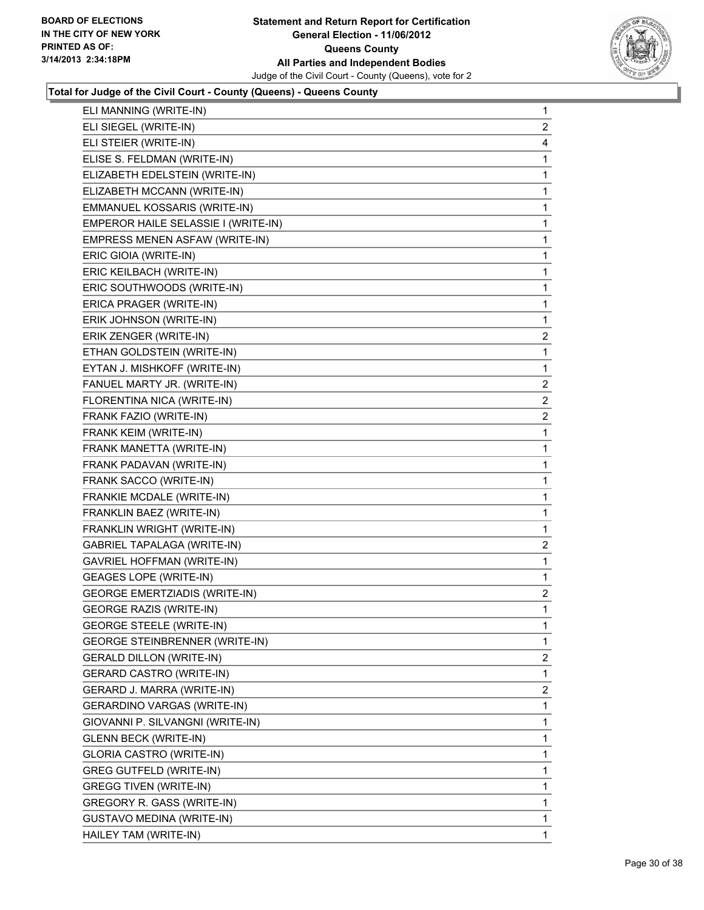**Board of Elections in the City of New York**
**Printed as of: 3/14/2013 2:34:18PM**

**Statement and Return Report for Certification**
**General Election - 11/06/2012**
**Queens County**
**All Parties and Independent Bodies**
Judge of the Civil Court - County (Queens), vote for 2

**Total for Judge of the Civil Court - County (Queens) - Queens County**

| Candidate | Votes |
|---|---|
| ELI MANNING (WRITE-IN) | 1 |
| ELI SIEGEL (WRITE-IN) | 2 |
| ELI STEIER (WRITE-IN) | 4 |
| ELISE S. FELDMAN (WRITE-IN) | 1 |
| ELIZABETH EDELSTEIN (WRITE-IN) | 1 |
| ELIZABETH MCCANN (WRITE-IN) | 1 |
| EMMANUEL KOSSARIS (WRITE-IN) | 1 |
| EMPEROR HAILE SELASSIE I (WRITE-IN) | 1 |
| EMPRESS MENEN ASFAW (WRITE-IN) | 1 |
| ERIC GIOIA (WRITE-IN) | 1 |
| ERIC KEILBACH (WRITE-IN) | 1 |
| ERIC SOUTHWOODS (WRITE-IN) | 1 |
| ERICA PRAGER (WRITE-IN) | 1 |
| ERIK JOHNSON (WRITE-IN) | 1 |
| ERIK ZENGER (WRITE-IN) | 2 |
| ETHAN GOLDSTEIN (WRITE-IN) | 1 |
| EYTAN J. MISHKOFF (WRITE-IN) | 1 |
| FANUEL MARTY JR. (WRITE-IN) | 2 |
| FLORENTINA NICA (WRITE-IN) | 2 |
| FRANK FAZIO (WRITE-IN) | 2 |
| FRANK KEIM (WRITE-IN) | 1 |
| FRANK MANETTA (WRITE-IN) | 1 |
| FRANK PADAVAN (WRITE-IN) | 1 |
| FRANK SACCO (WRITE-IN) | 1 |
| FRANKIE MCDALE (WRITE-IN) | 1 |
| FRANKLIN BAEZ (WRITE-IN) | 1 |
| FRANKLIN WRIGHT (WRITE-IN) | 1 |
| GABRIEL TAPALAGA (WRITE-IN) | 2 |
| GAVRIEL HOFFMAN (WRITE-IN) | 1 |
| GEAGES LOPE (WRITE-IN) | 1 |
| GEORGE EMERTZIADIS (WRITE-IN) | 2 |
| GEORGE RAZIS (WRITE-IN) | 1 |
| GEORGE STEELE (WRITE-IN) | 1 |
| GEORGE STEINBRENNER (WRITE-IN) | 1 |
| GERALD DILLON (WRITE-IN) | 2 |
| GERARD CASTRO (WRITE-IN) | 1 |
| GERARD J. MARRA (WRITE-IN) | 2 |
| GERARDINO VARGAS (WRITE-IN) | 1 |
| GIOVANNI P. SILVANGNI (WRITE-IN) | 1 |
| GLENN BECK (WRITE-IN) | 1 |
| GLORIA CASTRO (WRITE-IN) | 1 |
| GREG GUTFELD (WRITE-IN) | 1 |
| GREGG TIVEN (WRITE-IN) | 1 |
| GREGORY R. GASS (WRITE-IN) | 1 |
| GUSTAVO MEDINA (WRITE-IN) | 1 |
| HAILEY TAM (WRITE-IN) | 1 |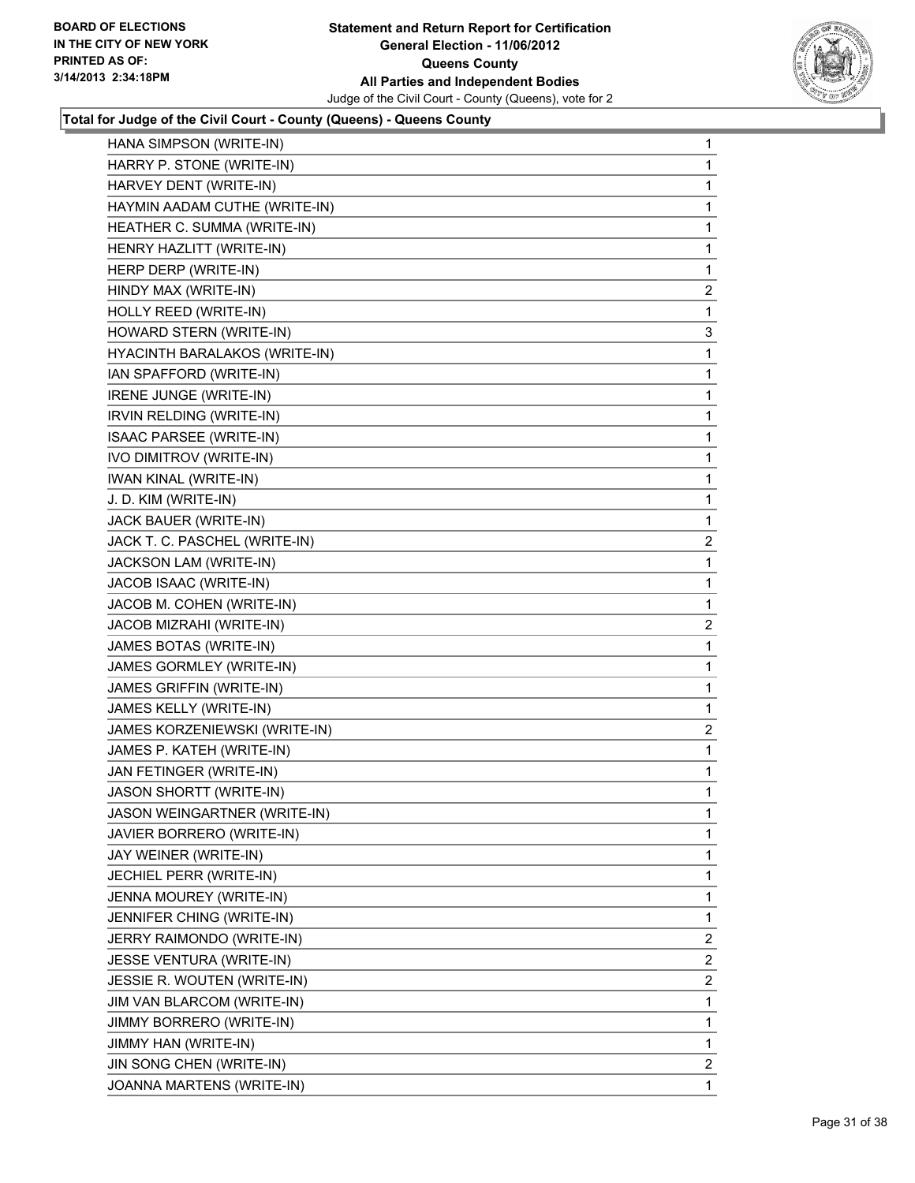**Total for Judge of the Civil Court - County (Queens) - Queens County**

| | |
|---|---|
| HANA SIMPSON (WRITE-IN) | 1 |
| HARRY P. STONE (WRITE-IN) | 1 |
| HARVEY DENT (WRITE-IN) | 1 |
| HAYMIN AADAM CUTHE (WRITE-IN) | 1 |
| HEATHER C. SUMMA (WRITE-IN) | 1 |
| HENRY HAZLITT (WRITE-IN) | 1 |
| HERP DERP (WRITE-IN) | 1 |
| HINDY MAX (WRITE-IN) | 2 |
| HOLLY REED (WRITE-IN) | 1 |
| HOWARD STERN (WRITE-IN) | 3 |
| HYACINTH BARALAKOS (WRITE-IN) | 1 |
| IAN SPAFFORD (WRITE-IN) | 1 |
| IRENE JUNGE (WRITE-IN) | 1 |
| IRVIN RELDING (WRITE-IN) | 1 |
| ISAAC PARSEE (WRITE-IN) | 1 |
| IVO DIMITROV (WRITE-IN) | 1 |
| IWAN KINAL (WRITE-IN) | 1 |
| J. D. KIM (WRITE-IN) | 1 |
| JACK BAUER (WRITE-IN) | 1 |
| JACK T. C. PASCHEL (WRITE-IN) | 2 |
| JACKSON LAM (WRITE-IN) | 1 |
| JACOB ISAAC (WRITE-IN) | 1 |
| JACOB M. COHEN (WRITE-IN) | 1 |
| JACOB MIZRAHI (WRITE-IN) | 2 |
| JAMES BOTAS (WRITE-IN) | 1 |
| JAMES GORMLEY (WRITE-IN) | 1 |
| JAMES GRIFFIN (WRITE-IN) | 1 |
| JAMES KELLY (WRITE-IN) | 1 |
| JAMES KORZENIEWSKI (WRITE-IN) | 2 |
| JAMES P. KATEH (WRITE-IN) | 1 |
| JAN FETINGER (WRITE-IN) | 1 |
| JASON SHORTT (WRITE-IN) | 1 |
| JASON WEINGARTNER (WRITE-IN) | 1 |
| JAVIER BORRERO (WRITE-IN) | 1 |
| JAY WEINER (WRITE-IN) | 1 |
| JECHIEL PERR (WRITE-IN) | 1 |
| JENNA MOUREY (WRITE-IN) | 1 |
| JENNIFER CHING (WRITE-IN) | 1 |
| JERRY RAIMONDO (WRITE-IN) | 2 |
| JESSE VENTURA (WRITE-IN) | 2 |
| JESSIE R. WOUTEN (WRITE-IN) | 2 |
| JIM VAN BLARCOM (WRITE-IN) | 1 |
| JIMMY BORRERO (WRITE-IN) | 1 |
| JIMMY HAN (WRITE-IN) | 1 |
| JIN SONG CHEN (WRITE-IN) | 2 |
| JOANNA MARTENS (WRITE-IN) | 1 |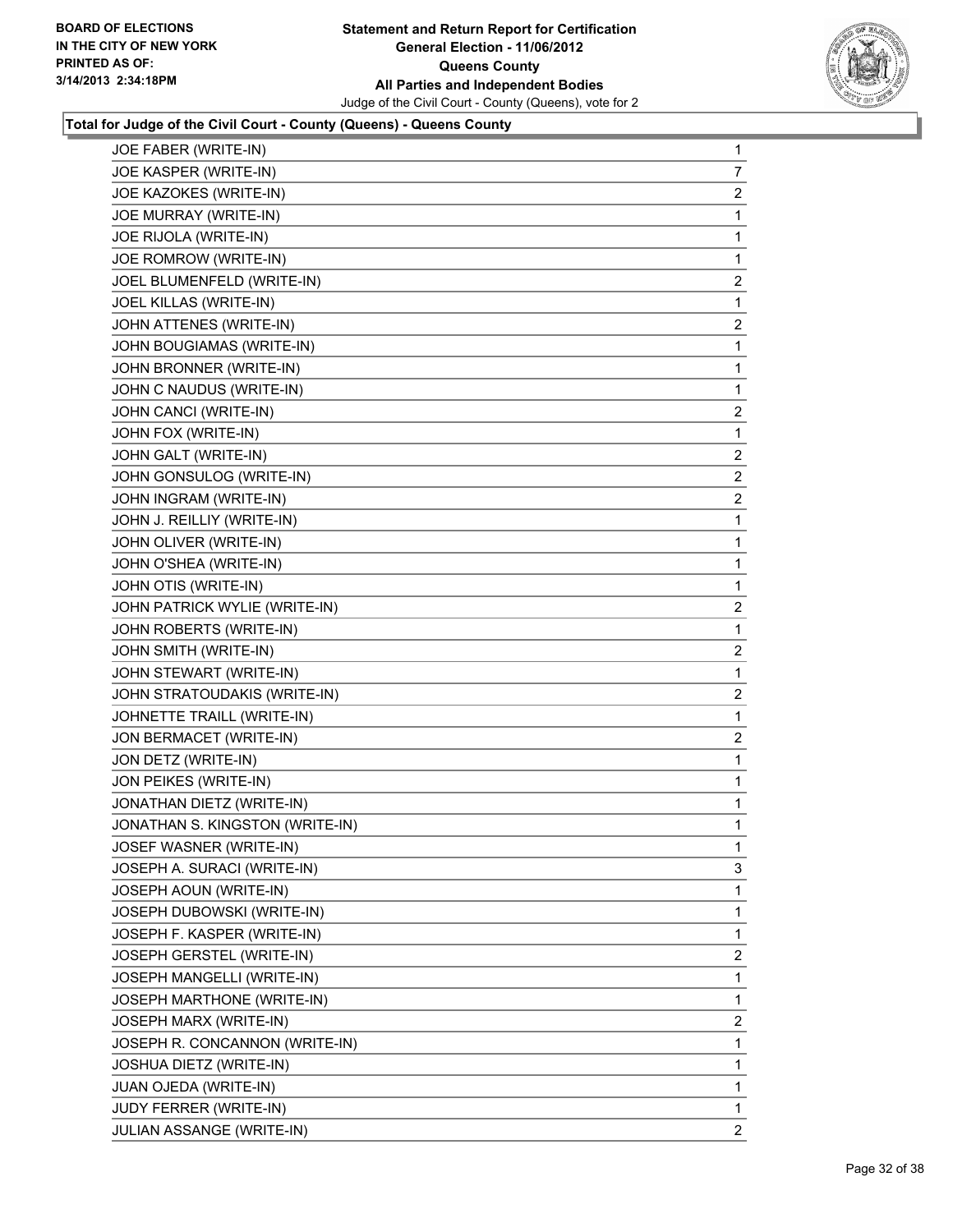**Total for Judge of the Civil Court - County (Queens) - Queens County**

| | |
|---|---|
| JOE FABER (WRITE-IN) | 1 |
| JOE KASPER (WRITE-IN) | 7 |
| JOE KAZOKES (WRITE-IN) | 2 |
| JOE MURRAY (WRITE-IN) | 1 |
| JOE RIJOLA (WRITE-IN) | 1 |
| JOE ROMROW (WRITE-IN) | 1 |
| JOEL BLUMENFELD (WRITE-IN) | 2 |
| JOEL KILLAS (WRITE-IN) | 1 |
| JOHN ATTENES (WRITE-IN) | 2 |
| JOHN BOUGIAMAS (WRITE-IN) | 1 |
| JOHN BRONNER (WRITE-IN) | 1 |
| JOHN C NAUDUS (WRITE-IN) | 1 |
| JOHN CANCI (WRITE-IN) | 2 |
| JOHN FOX (WRITE-IN) | 1 |
| JOHN GALT (WRITE-IN) | 2 |
| JOHN GONSULOG (WRITE-IN) | 2 |
| JOHN INGRAM (WRITE-IN) | 2 |
| JOHN J. REILLIY (WRITE-IN) | 1 |
| JOHN OLIVER (WRITE-IN) | 1 |
| JOHN O'SHEA (WRITE-IN) | 1 |
| JOHN OTIS (WRITE-IN) | 1 |
| JOHN PATRICK WYLIE (WRITE-IN) | 2 |
| JOHN ROBERTS (WRITE-IN) | 1 |
| JOHN SMITH (WRITE-IN) | 2 |
| JOHN STEWART (WRITE-IN) | 1 |
| JOHN STRATOUDAKIS (WRITE-IN) | 2 |
| JOHNETTE TRAILL (WRITE-IN) | 1 |
| JON BERMACET (WRITE-IN) | 2 |
| JON DETZ (WRITE-IN) | 1 |
| JON PEIKES (WRITE-IN) | 1 |
| JONATHAN DIETZ (WRITE-IN) | 1 |
| JONATHAN S. KINGSTON (WRITE-IN) | 1 |
| JOSEF WASNER (WRITE-IN) | 1 |
| JOSEPH A. SURACI (WRITE-IN) | 3 |
| JOSEPH AOUN (WRITE-IN) | 1 |
| JOSEPH DUBOWSKI (WRITE-IN) | 1 |
| JOSEPH F. KASPER (WRITE-IN) | 1 |
| JOSEPH GERSTEL (WRITE-IN) | 2 |
| JOSEPH MANGELLI (WRITE-IN) | 1 |
| JOSEPH MARTHONE (WRITE-IN) | 1 |
| JOSEPH MARX (WRITE-IN) | 2 |
| JOSEPH R. CONCANNON (WRITE-IN) | 1 |
| JOSHUA DIETZ (WRITE-IN) | 1 |
| JUAN OJEDA (WRITE-IN) | 1 |
| JUDY FERRER (WRITE-IN) | 1 |
| JULIAN ASSANGE (WRITE-IN) | 2 |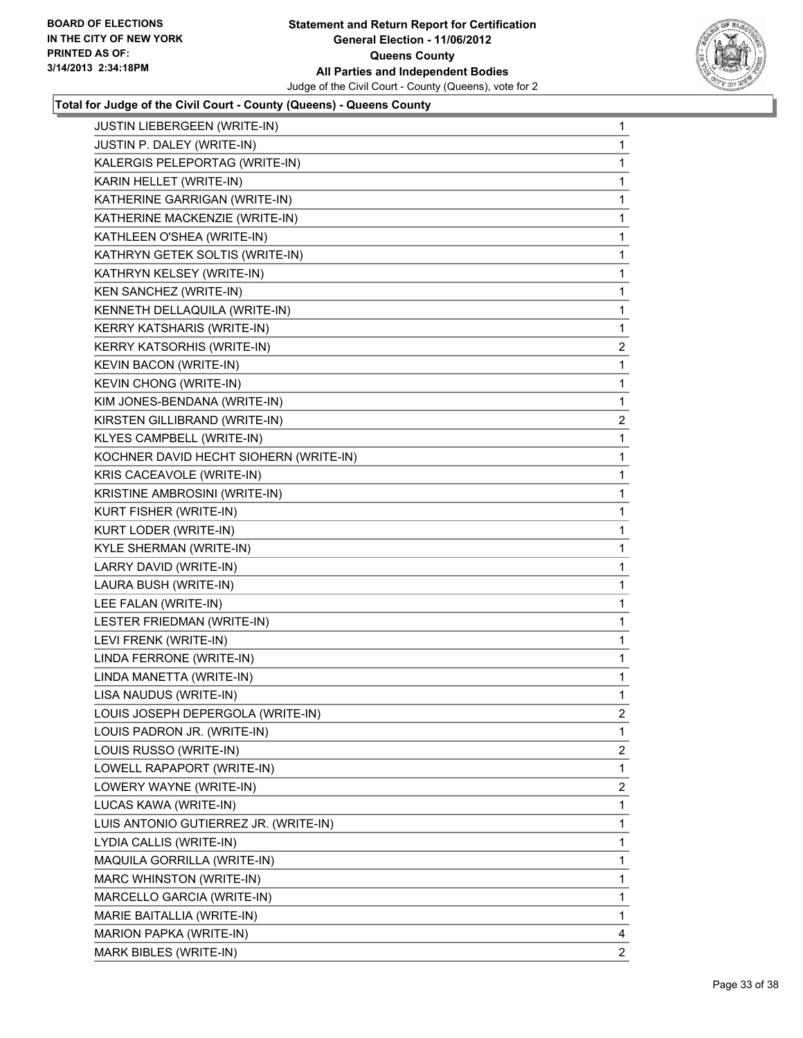**BOARD OF ELECTIONS IN THE CITY OF NEW YORK PRINTED AS OF: 3/14/2013 2:34:18PM**

**Statement and Return Report for Certification General Election - 11/06/2012 Queens County All Parties and Independent Bodies**

Judge of the Civil Court - County (Queens), vote for 2

**Total for Judge of the Civil Court - County (Queens) - Queens County**

| | |
|---|---|
| JUSTIN LIEBERGEEN (WRITE-IN) | 1 |
| JUSTIN P. DALEY (WRITE-IN) | 1 |
| KALERGIS PELEPORTAG (WRITE-IN) | 1 |
| KARIN HELLET (WRITE-IN) | 1 |
| KATHERINE GARRIGAN (WRITE-IN) | 1 |
| KATHERINE MACKENZIE (WRITE-IN) | 1 |
| KATHLEEN O'SHEA (WRITE-IN) | 1 |
| KATHRYN GETEK SOLTIS (WRITE-IN) | 1 |
| KATHRYN KELSEY (WRITE-IN) | 1 |
| KEN SANCHEZ (WRITE-IN) | 1 |
| KENNETH DELLAQUILA (WRITE-IN) | 1 |
| KERRY KATSHARIS (WRITE-IN) | 1 |
| KERRY KATSORHIS (WRITE-IN) | 2 |
| KEVIN BACON (WRITE-IN) | 1 |
| KEVIN CHONG (WRITE-IN) | 1 |
| KIM JONES-BENDANA (WRITE-IN) | 1 |
| KIRSTEN GILLIBRAND (WRITE-IN) | 2 |
| KLYES CAMPBELL (WRITE-IN) | 1 |
| KOCHNER DAVID HECHT SIOHERN (WRITE-IN) | 1 |
| KRIS CACEAVOLE (WRITE-IN) | 1 |
| KRISTINE AMBROSINI (WRITE-IN) | 1 |
| KURT FISHER (WRITE-IN) | 1 |
| KURT LODER (WRITE-IN) | 1 |
| KYLE SHERMAN (WRITE-IN) | 1 |
| LARRY DAVID (WRITE-IN) | 1 |
| LAURA BUSH (WRITE-IN) | 1 |
| LEE FALAN (WRITE-IN) | 1 |
| LESTER FRIEDMAN (WRITE-IN) | 1 |
| LEVI FRENK (WRITE-IN) | 1 |
| LINDA FERRONE (WRITE-IN) | 1 |
| LINDA MANETTA (WRITE-IN) | 1 |
| LISA NAUDUS (WRITE-IN) | 1 |
| LOUIS JOSEPH DEPERGOLA (WRITE-IN) | 2 |
| LOUIS PADRON JR. (WRITE-IN) | 1 |
| LOUIS RUSSO (WRITE-IN) | 2 |
| LOWELL RAPAPORT (WRITE-IN) | 1 |
| LOWERY WAYNE (WRITE-IN) | 2 |
| LUCAS KAWA (WRITE-IN) | 1 |
| LUIS ANTONIO GUTIERREZ JR. (WRITE-IN) | 1 |
| LYDIA CALLIS (WRITE-IN) | 1 |
| MAQUILA GORRILLA (WRITE-IN) | 1 |
| MARC WHINSTON (WRITE-IN) | 1 |
| MARCELLO GARCIA (WRITE-IN) | 1 |
| MARIE BAITALLIA (WRITE-IN) | 1 |
| MARION PAPKA (WRITE-IN) | 4 |
| MARK BIBLES (WRITE-IN) | 2 |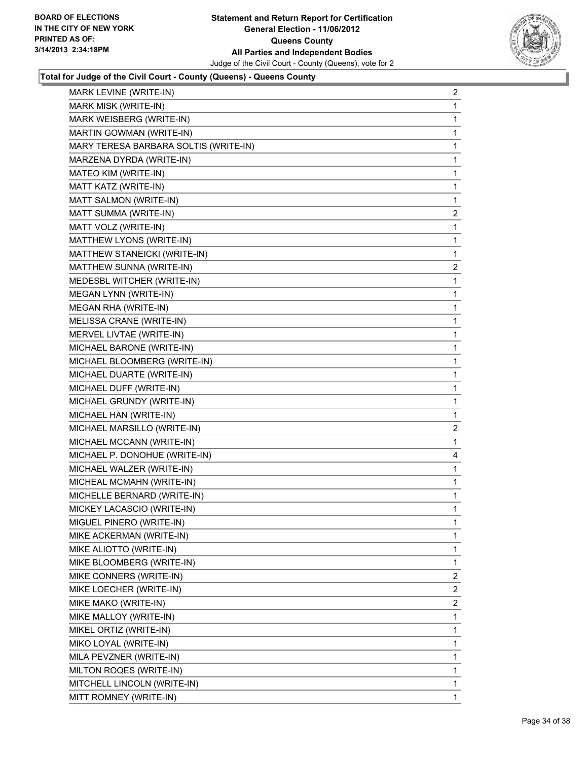**Total for Judge of the Civil Court - County (Queens) - Queens County**

| Candidate | Votes |
|---|---|
| MARK LEVINE (WRITE-IN) | 2 |
| MARK MISK (WRITE-IN) | 1 |
| MARK WEISBERG (WRITE-IN) | 1 |
| MARTIN GOWMAN (WRITE-IN) | 1 |
| MARY TERESA BARBARA SOLTIS (WRITE-IN) | 1 |
| MARZENA DYRDA (WRITE-IN) | 1 |
| MATEO KIM (WRITE-IN) | 1 |
| MATT KATZ (WRITE-IN) | 1 |
| MATT SALMON (WRITE-IN) | 1 |
| MATT SUMMA (WRITE-IN) | 2 |
| MATT VOLZ (WRITE-IN) | 1 |
| MATTHEW LYONS (WRITE-IN) | 1 |
| MATTHEW STANEICKI (WRITE-IN) | 1 |
| MATTHEW SUNNA (WRITE-IN) | 2 |
| MEDESBL WITCHER (WRITE-IN) | 1 |
| MEGAN LYNN (WRITE-IN) | 1 |
| MEGAN RHA (WRITE-IN) | 1 |
| MELISSA CRANE (WRITE-IN) | 1 |
| MERVEL LIVTAE (WRITE-IN) | 1 |
| MICHAEL BARONE (WRITE-IN) | 1 |
| MICHAEL BLOOMBERG (WRITE-IN) | 1 |
| MICHAEL DUARTE (WRITE-IN) | 1 |
| MICHAEL DUFF (WRITE-IN) | 1 |
| MICHAEL GRUNDY (WRITE-IN) | 1 |
| MICHAEL HAN (WRITE-IN) | 1 |
| MICHAEL MARSILLO (WRITE-IN) | 2 |
| MICHAEL MCCANN (WRITE-IN) | 1 |
| MICHAEL P. DONOHUE (WRITE-IN) | 4 |
| MICHAEL WALZER (WRITE-IN) | 1 |
| MICHEAL MCMAHN (WRITE-IN) | 1 |
| MICHELLE BERNARD (WRITE-IN) | 1 |
| MICKEY LACASCIO (WRITE-IN) | 1 |
| MIGUEL PINERO (WRITE-IN) | 1 |
| MIKE ACKERMAN (WRITE-IN) | 1 |
| MIKE ALIOTTO (WRITE-IN) | 1 |
| MIKE BLOOMBERG (WRITE-IN) | 1 |
| MIKE CONNERS (WRITE-IN) | 2 |
| MIKE LOECHER (WRITE-IN) | 2 |
| MIKE MAKO (WRITE-IN) | 2 |
| MIKE MALLOY (WRITE-IN) | 1 |
| MIKEL ORTIZ (WRITE-IN) | 1 |
| MIKO LOYAL (WRITE-IN) | 1 |
| MILA PEVZNER (WRITE-IN) | 1 |
| MILTON ROQES (WRITE-IN) | 1 |
| MITCHELL LINCOLN (WRITE-IN) | 1 |
| MITT ROMNEY (WRITE-IN) | 1 |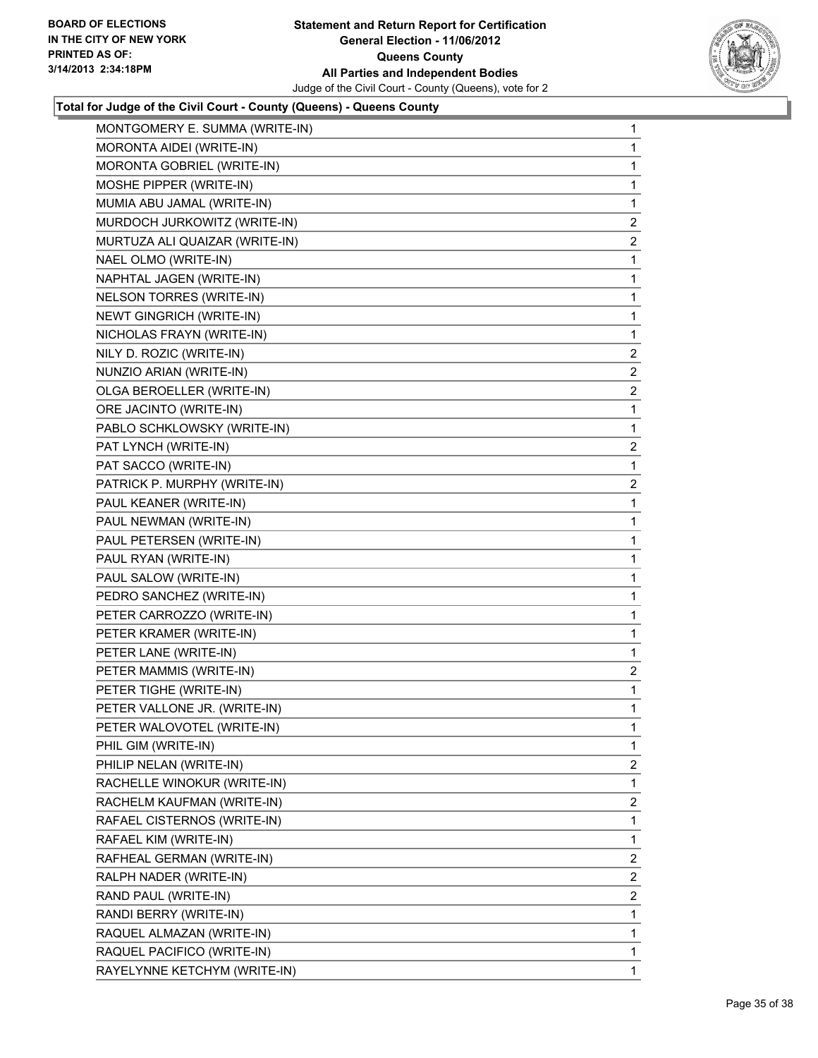**Statement and Return Report for Certification**
**General Election - 11/06/2012**
**Queens County**
**All Parties and Independent Bodies**
Judge of the Civil Court - County (Queens), vote for 2

BOARD OF ELECTIONS
IN THE CITY OF NEW YORK
PRINTED AS OF:
3/14/2013 2:34:18PM

**Total for Judge of the Civil Court - County (Queens) - Queens County**

| | |
|---|---|
| MONTGOMERY E. SUMMA (WRITE-IN) | 1 |
| MORONTA AIDEI (WRITE-IN) | 1 |
| MORONTA GOBRIEL (WRITE-IN) | 1 |
| MOSHE PIPPER (WRITE-IN) | 1 |
| MUMIA ABU JAMAL (WRITE-IN) | 1 |
| MURDOCH JURKOWITZ (WRITE-IN) | 2 |
| MURTUZA ALI QUAIZAR (WRITE-IN) | 2 |
| NAEL OLMO (WRITE-IN) | 1 |
| NAPHTAL JAGEN (WRITE-IN) | 1 |
| NELSON TORRES (WRITE-IN) | 1 |
| NEWT GINGRICH (WRITE-IN) | 1 |
| NICHOLAS FRAYN (WRITE-IN) | 1 |
| NILY D. ROZIC (WRITE-IN) | 2 |
| NUNZIO ARIAN (WRITE-IN) | 2 |
| OLGA BEROELLER (WRITE-IN) | 2 |
| ORE JACINTO (WRITE-IN) | 1 |
| PABLO SCHKLOWSKY (WRITE-IN) | 1 |
| PAT LYNCH (WRITE-IN) | 2 |
| PAT SACCO (WRITE-IN) | 1 |
| PATRICK P. MURPHY (WRITE-IN) | 2 |
| PAUL KEANER (WRITE-IN) | 1 |
| PAUL NEWMAN (WRITE-IN) | 1 |
| PAUL PETERSEN (WRITE-IN) | 1 |
| PAUL RYAN (WRITE-IN) | 1 |
| PAUL SALOW (WRITE-IN) | 1 |
| PEDRO SANCHEZ (WRITE-IN) | 1 |
| PETER CARROZZO (WRITE-IN) | 1 |
| PETER KRAMER (WRITE-IN) | 1 |
| PETER LANE (WRITE-IN) | 1 |
| PETER MAMMIS (WRITE-IN) | 2 |
| PETER TIGHE (WRITE-IN) | 1 |
| PETER VALLONE JR. (WRITE-IN) | 1 |
| PETER WALOVOTEL (WRITE-IN) | 1 |
| PHIL GIM (WRITE-IN) | 1 |
| PHILIP NELAN (WRITE-IN) | 2 |
| RACHELLE WINOKUR (WRITE-IN) | 1 |
| RACHELM KAUFMAN (WRITE-IN) | 2 |
| RAFAEL CISTERNOS (WRITE-IN) | 1 |
| RAFAEL KIM (WRITE-IN) | 1 |
| RAFHEAL GERMAN (WRITE-IN) | 2 |
| RALPH NADER (WRITE-IN) | 2 |
| RAND PAUL (WRITE-IN) | 2 |
| RANDI BERRY (WRITE-IN) | 1 |
| RAQUEL ALMAZAN (WRITE-IN) | 1 |
| RAQUEL PACIFICO (WRITE-IN) | 1 |
| RAYELYNNE KETCHYM (WRITE-IN) | 1 |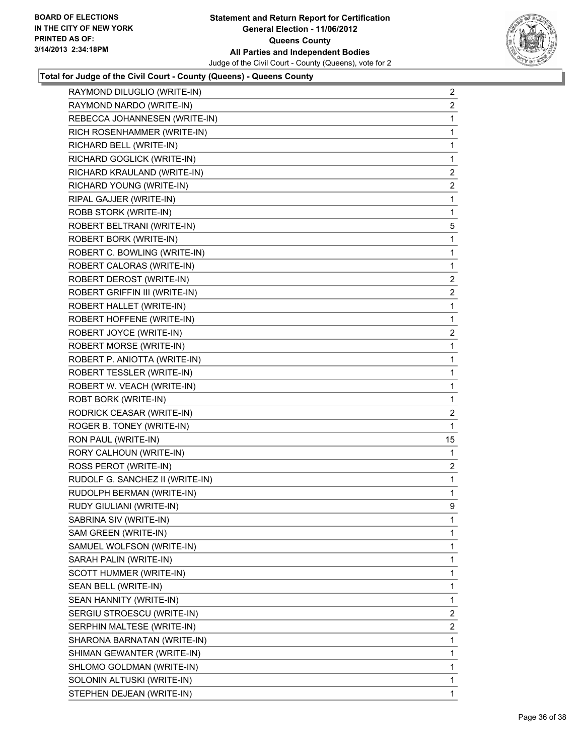**Total for Judge of the Civil Court - County (Queens) - Queens County**

| Candidate | Votes |
|---|---|
| RAYMOND DILUGLIO (WRITE-IN) | 2 |
| RAYMOND NARDO (WRITE-IN) | 2 |
| REBECCA JOHANNESEN (WRITE-IN) | 1 |
| RICH ROSENHAMMER (WRITE-IN) | 1 |
| RICHARD BELL (WRITE-IN) | 1 |
| RICHARD GOGLICK (WRITE-IN) | 1 |
| RICHARD KRAULAND (WRITE-IN) | 2 |
| RICHARD YOUNG (WRITE-IN) | 2 |
| RIPAL GAJJER (WRITE-IN) | 1 |
| ROBB STORK (WRITE-IN) | 1 |
| ROBERT BELTRANI (WRITE-IN) | 5 |
| ROBERT BORK (WRITE-IN) | 1 |
| ROBERT C. BOWLING (WRITE-IN) | 1 |
| ROBERT CALORAS (WRITE-IN) | 1 |
| ROBERT DEROST (WRITE-IN) | 2 |
| ROBERT GRIFFIN III (WRITE-IN) | 2 |
| ROBERT HALLET (WRITE-IN) | 1 |
| ROBERT HOFFENE (WRITE-IN) | 1 |
| ROBERT JOYCE (WRITE-IN) | 2 |
| ROBERT MORSE (WRITE-IN) | 1 |
| ROBERT P. ANIOTTA (WRITE-IN) | 1 |
| ROBERT TESSLER (WRITE-IN) | 1 |
| ROBERT W. VEACH (WRITE-IN) | 1 |
| ROBT BORK (WRITE-IN) | 1 |
| RODRICK CEASAR (WRITE-IN) | 2 |
| ROGER B. TONEY (WRITE-IN) | 1 |
| RON PAUL (WRITE-IN) | 15 |
| RORY CALHOUN (WRITE-IN) | 1 |
| ROSS PEROT (WRITE-IN) | 2 |
| RUDOLF G. SANCHEZ II (WRITE-IN) | 1 |
| RUDOLPH BERMAN (WRITE-IN) | 1 |
| RUDY GIULIANI (WRITE-IN) | 9 |
| SABRINA SIV (WRITE-IN) | 1 |
| SAM GREEN (WRITE-IN) | 1 |
| SAMUEL WOLFSON (WRITE-IN) | 1 |
| SARAH PALIN (WRITE-IN) | 1 |
| SCOTT HUMMER (WRITE-IN) | 1 |
| SEAN BELL (WRITE-IN) | 1 |
| SEAN HANNITY (WRITE-IN) | 1 |
| SERGIU STROESCU (WRITE-IN) | 2 |
| SERPHIN MALTESE (WRITE-IN) | 2 |
| SHARONA BARNATAN (WRITE-IN) | 1 |
| SHIMAN GEWANTER (WRITE-IN) | 1 |
| SHLOMO GOLDMAN (WRITE-IN) | 1 |
| SOLONIN ALTUSKI (WRITE-IN) | 1 |
| STEPHEN DEJEAN (WRITE-IN) | 1 |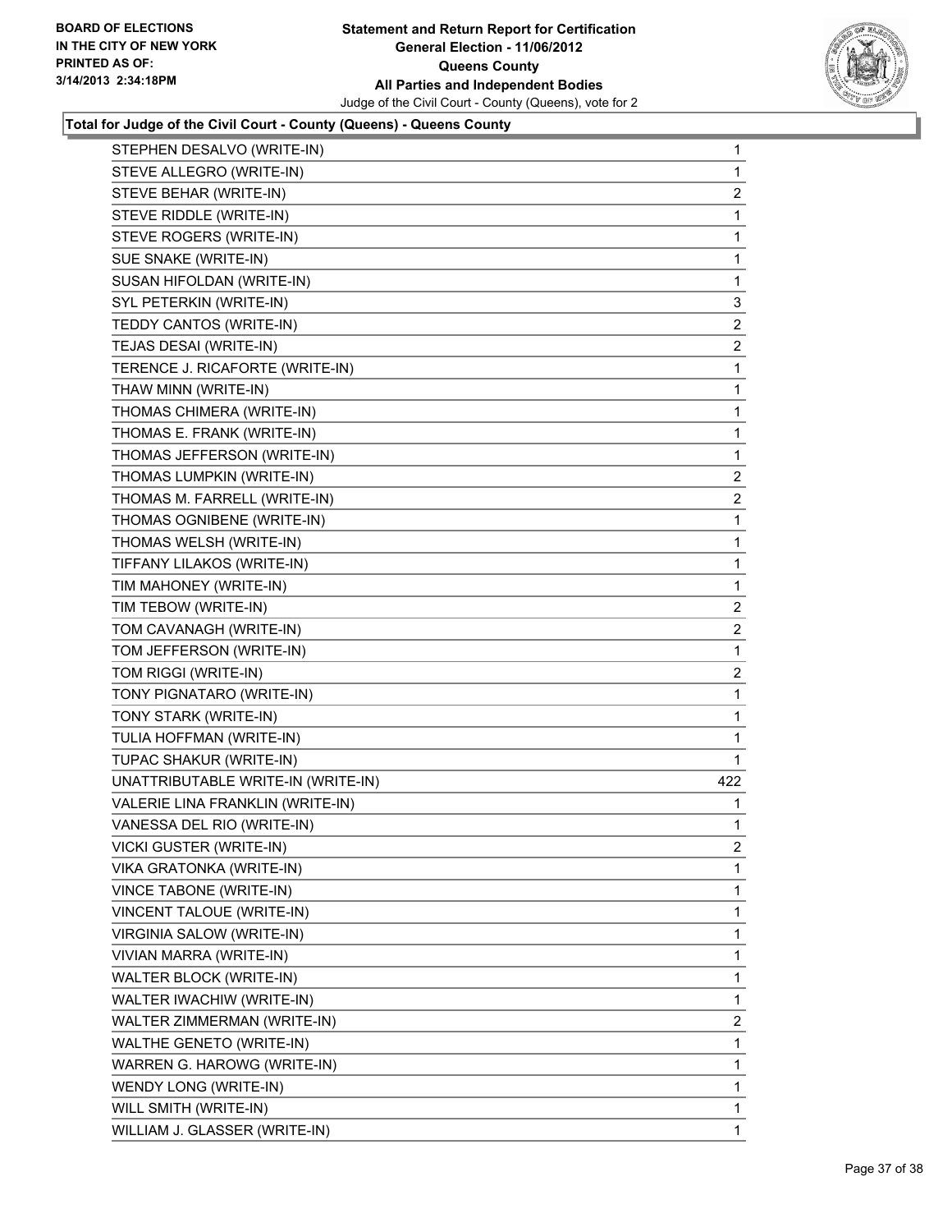**Statement and Return Report for Certification**
**General Election - 11/06/2012**
**Queens County**
**All Parties and Independent Bodies**
Judge of the Civil Court - County (Queens), vote for 2

BOARD OF ELECTIONS IN THE CITY OF NEW YORK PRINTED AS OF: 3/14/2013 2:34:18PM

### Total for Judge of the Civil Court - County (Queens) - Queens County

| | |
|---|---|
| STEPHEN DESALVO (WRITE-IN) | 1 |
| STEVE ALLEGRO (WRITE-IN) | 1 |
| STEVE BEHAR (WRITE-IN) | 2 |
| STEVE RIDDLE (WRITE-IN) | 1 |
| STEVE ROGERS (WRITE-IN) | 1 |
| SUE SNAKE (WRITE-IN) | 1 |
| SUSAN HIFOLDAN (WRITE-IN) | 1 |
| SYL PETERKIN (WRITE-IN) | 3 |
| TEDDY CANTOS (WRITE-IN) | 2 |
| TEJAS DESAI (WRITE-IN) | 2 |
| TERENCE J. RICAFORTE (WRITE-IN) | 1 |
| THAW MINN (WRITE-IN) | 1 |
| THOMAS CHIMERA (WRITE-IN) | 1 |
| THOMAS E. FRANK (WRITE-IN) | 1 |
| THOMAS JEFFERSON (WRITE-IN) | 1 |
| THOMAS LUMPKIN (WRITE-IN) | 2 |
| THOMAS M. FARRELL (WRITE-IN) | 2 |
| THOMAS OGNIBENE (WRITE-IN) | 1 |
| THOMAS WELSH (WRITE-IN) | 1 |
| TIFFANY LILAKOS (WRITE-IN) | 1 |
| TIM MAHONEY (WRITE-IN) | 1 |
| TIM TEBOW (WRITE-IN) | 2 |
| TOM CAVANAGH (WRITE-IN) | 2 |
| TOM JEFFERSON (WRITE-IN) | 1 |
| TOM RIGGI (WRITE-IN) | 2 |
| TONY PIGNATARO (WRITE-IN) | 1 |
| TONY STARK (WRITE-IN) | 1 |
| TULIA HOFFMAN (WRITE-IN) | 1 |
| TUPAC SHAKUR (WRITE-IN) | 1 |
| UNATTRIBUTABLE WRITE-IN (WRITE-IN) | 422 |
| VALERIE LINA FRANKLIN (WRITE-IN) | 1 |
| VANESSA DEL RIO (WRITE-IN) | 1 |
| VICKI GUSTER (WRITE-IN) | 2 |
| VIKA GRATONKA (WRITE-IN) | 1 |
| VINCE TABONE (WRITE-IN) | 1 |
| VINCENT TALOUE (WRITE-IN) | 1 |
| VIRGINIA SALOW (WRITE-IN) | 1 |
| VIVIAN MARRA (WRITE-IN) | 1 |
| WALTER BLOCK (WRITE-IN) | 1 |
| WALTER IWACHIW (WRITE-IN) | 1 |
| WALTER ZIMMERMAN (WRITE-IN) | 2 |
| WALTHE GENETO (WRITE-IN) | 1 |
| WARREN G. HAROWG (WRITE-IN) | 1 |
| WENDY LONG (WRITE-IN) | 1 |
| WILL SMITH (WRITE-IN) | 1 |
| WILLIAM J. GLASSER (WRITE-IN) | 1 |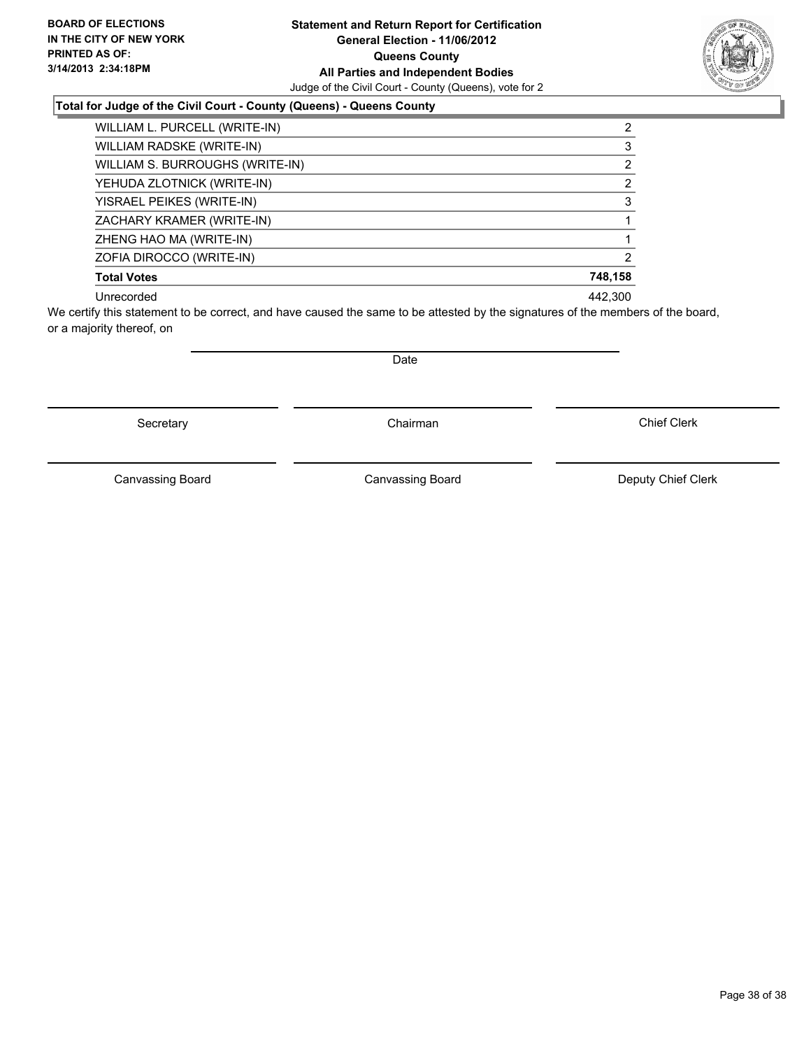**BOARD OF ELECTIONS IN THE CITY OF NEW YORK PRINTED AS OF: 3/14/2013 2:34:18PM**

**Statement and Return Report for Certification**
**General Election - 11/06/2012**
**Queens County**
**All Parties and Independent Bodies**
Judge of the Civil Court - County (Queens), vote for 2

### Total for Judge of the Civil Court - County (Queens) - Queens County

| | |
|---|---|
| WILLIAM L. PURCELL (WRITE-IN) | 2 |
| WILLIAM RADSKE (WRITE-IN) | 3 |
| WILLIAM S. BURROUGHS (WRITE-IN) | 2 |
| YEHUDA ZLOTNICK (WRITE-IN) | 2 |
| YISRAEL PEIKES (WRITE-IN) | 3 |
| ZACHARY KRAMER (WRITE-IN) | 1 |
| ZHENG HAO MA (WRITE-IN) | 1 |
| ZOFIA DIROCCO (WRITE-IN) | 2 |
| **Total Votes** | **748,158** |
| Unrecorded | 442,300 |

We certify this statement to be correct, and have caused the same to be attested by the signatures of the members of the board, or a majority thereof, on

Date

Secretary — Chairman — Chief Clerk

Canvassing Board — Canvassing Board — Deputy Chief Clerk